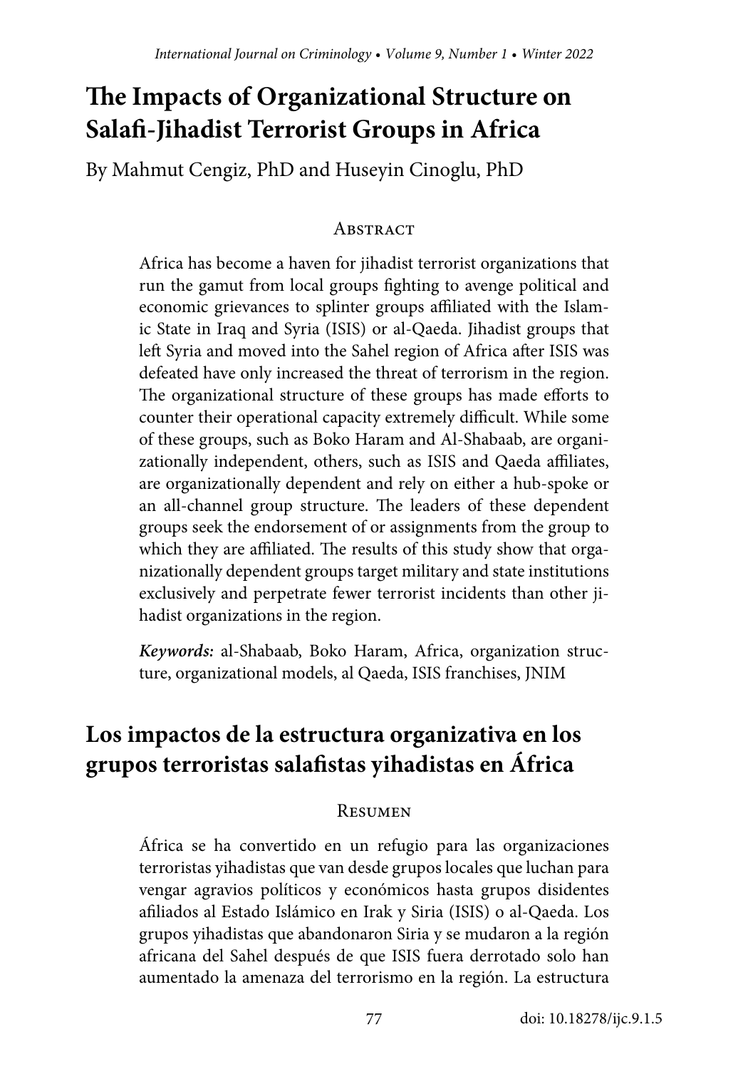# The Impacts of Organizational Structure on Salafi-Jihadist Terrorist Groups in Africa

By Mahmut Cengiz, PhD and Huseyin Cinoglu, PhD

## Abstract

Africa has become a haven for jihadist terrorist organizations that run the gamut from local groups fighting to avenge political and economic grievances to splinter groups affiliated with the Islamic State in Iraq and Syria (ISIS) or al-Qaeda. Jihadist groups that left Syria and moved into the Sahel region of Africa after ISIS was defeated have only increased the threat of terrorism in the region. The organizational structure of these groups has made efforts to counter their operational capacity extremely difficult. While some of these groups, such as Boko Haram and Al-Shabaab, are organizationally independent, others, such as ISIS and Qaeda affiliates, are organizationally dependent and rely on either a hub-spoke or an all-channel group structure. The leaders of these dependent groups seek the endorsement of or assignments from the group to which they are affiliated. The results of this study show that organizationally dependent groups target military and state institutions exclusively and perpetrate fewer terrorist incidents than other jihadist organizations in the region.

***Keywords:*** al-Shabaab, Boko Haram, Africa, organization structure, organizational models, al Qaeda, ISIS franchises, JNIM

# Los impactos de la estructura organizativa en los grupos terroristas salafistas yihadistas en África

## Resumen

África se ha convertido en un refugio para las organizaciones terroristas yihadistas que van desde grupos locales que luchan para vengar agravios políticos y económicos hasta grupos disidentes afiliados al Estado Islámico en Irak y Siria (ISIS) o al-Qaeda. Los grupos yihadistas que abandonaron Siria y se mudaron a la región africana del Sahel después de que ISIS fuera derrotado solo han aumentado la amenaza del terrorismo en la región. La estructura

doi: 10.18278/ijc.9.1.5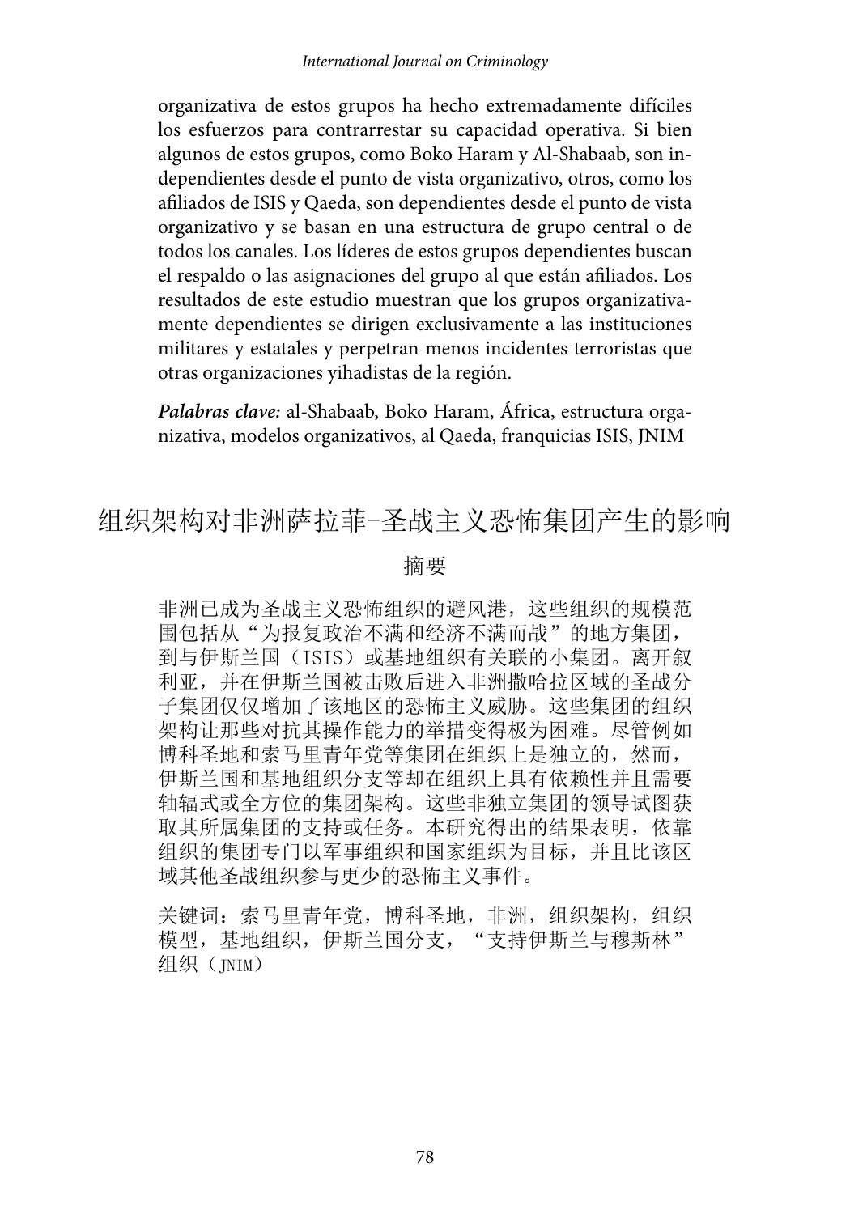organizativa de estos grupos ha hecho extremadamente difíciles los esfuerzos para contrarrestar su capacidad operativa. Si bien algunos de estos grupos, como Boko Haram y Al-Shabaab, son independientes desde el punto de vista organizativo, otros, como los afiliados de ISIS y Qaeda, son dependientes desde el punto de vista organizativo y se basan en una estructura de grupo central o de todos los canales. Los líderes de estos grupos dependientes buscan el respaldo o las asignaciones del grupo al que están afiliados. Los resultados de este estudio muestran que los grupos organizativamente dependientes se dirigen exclusivamente a las instituciones militares y estatales y perpetran menos incidentes terroristas que otras organizaciones yihadistas de la región.

***Palabras clave:*** al-Shabaab, Boko Haram, África, estructura organizativa, modelos organizativos, al Qaeda, franquicias ISIS, JNIM

## 组织架构对非洲萨拉菲-圣战主义恐怖集团产生的影响

### 摘要

非洲已成为圣战主义恐怖组织的避风港，这些组织的规模范围包括从“为报复政治不满和经济不满而战”的地方集团，到与伊斯兰国（ISIS）或基地组织有关联的小集团。离开叙利亚，并在伊斯兰国被击败后进入非洲撒哈拉区域的圣战分子集团仅仅增加了该地区的恐怖主义威胁。这些集团的组织架构让那些对抗其操作能力的举措变得极为困难。尽管例如博科圣地和索马里青年党等集团在组织上是独立的，然而，伊斯兰国和基地组织分支等却在组织上具有依赖性并且需要轴辐式或全方位的集团架构。这些非独立集团的领导试图获取其所属集团的支持或任务。本研究得出的结果表明，依靠组织的集团专门以军事组织和国家组织为目标，并且比该区域其他圣战组织参与更少的恐怖主义事件。

关键词：索马里青年党，博科圣地，非洲，组织架构，组织模型，基地组织，伊斯兰国分支，“支持伊斯兰与穆斯林”组织（JNIM）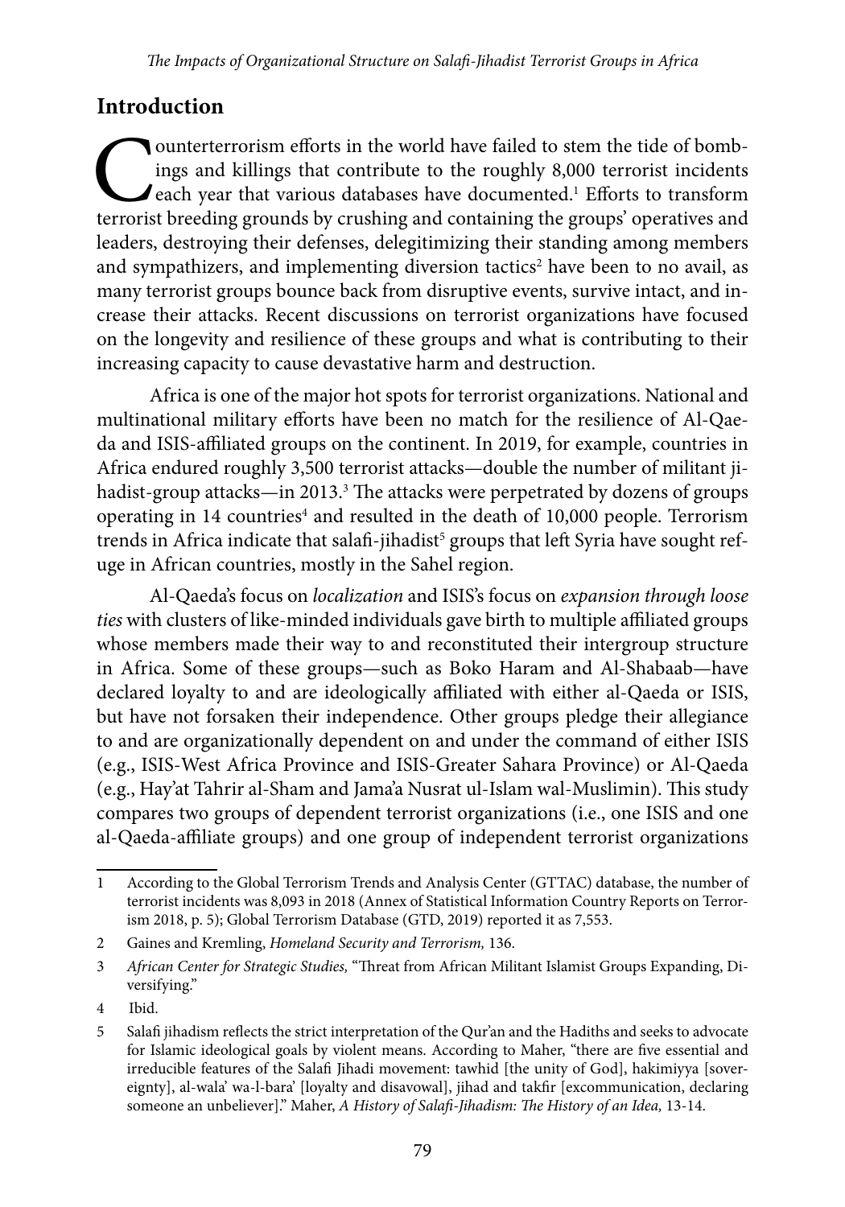## Introduction

Counterterrorism efforts in the world have failed to stem the tide of bombings and killings that contribute to the roughly 8,000 terrorist incidents each year that various databases have documented.[1] Efforts to transform terrorist breeding grounds by crushing and containing the groups' operatives and leaders, destroying their defenses, delegitimizing their standing among members and sympathizers, and implementing diversion tactics[2] have been to no avail, as many terrorist groups bounce back from disruptive events, survive intact, and increase their attacks. Recent discussions on terrorist organizations have focused on the longevity and resilience of these groups and what is contributing to their increasing capacity to cause devastative harm and destruction.

Africa is one of the major hot spots for terrorist organizations. National and multinational military efforts have been no match for the resilience of Al-Qaeda and ISIS-affiliated groups on the continent. In 2019, for example, countries in Africa endured roughly 3,500 terrorist attacks—double the number of militant jihadist-group attacks—in 2013.[3] The attacks were perpetrated by dozens of groups operating in 14 countries[4] and resulted in the death of 10,000 people. Terrorism trends in Africa indicate that salafi-jihadist[5] groups that left Syria have sought refuge in African countries, mostly in the Sahel region.

Al-Qaeda's focus on *localization* and ISIS's focus on *expansion through loose ties* with clusters of like-minded individuals gave birth to multiple affiliated groups whose members made their way to and reconstituted their intergroup structure in Africa. Some of these groups—such as Boko Haram and Al-Shabaab—have declared loyalty to and are ideologically affiliated with either al-Qaeda or ISIS, but have not forsaken their independence. Other groups pledge their allegiance to and are organizationally dependent on and under the command of either ISIS (e.g., ISIS-West Africa Province and ISIS-Greater Sahara Province) or Al-Qaeda (e.g., Hay'at Tahrir al-Sham and Jama'a Nusrat ul-Islam wal-Muslimin). This study compares two groups of dependent terrorist organizations (i.e., one ISIS and one al-Qaeda-affiliate groups) and one group of independent terrorist organizations

---

1 According to the Global Terrorism Trends and Analysis Center (GTTAC) database, the number of terrorist incidents was 8,093 in 2018 (Annex of Statistical Information Country Reports on Terrorism 2018, p. 5); Global Terrorism Database (GTD, 2019) reported it as 7,553.

2 Gaines and Kremling, *Homeland Security and Terrorism,* 136.

3 *African Center for Strategic Studies,* "Threat from African Militant Islamist Groups Expanding, Diversifying."

4 Ibid.

5 Salafi jihadism reflects the strict interpretation of the Qur'an and the Hadiths and seeks to advocate for Islamic ideological goals by violent means. According to Maher, "there are five essential and irreducible features of the Salafi Jihadi movement: tawhid [the unity of God], hakimiyya [sovereignty], al-wala' wa-l-bara' [loyalty and disavowal], jihad and takfir [excommunication, declaring someone an unbeliever]." Maher, *A History of Salafi-Jihadism: The History of an Idea,* 13-14.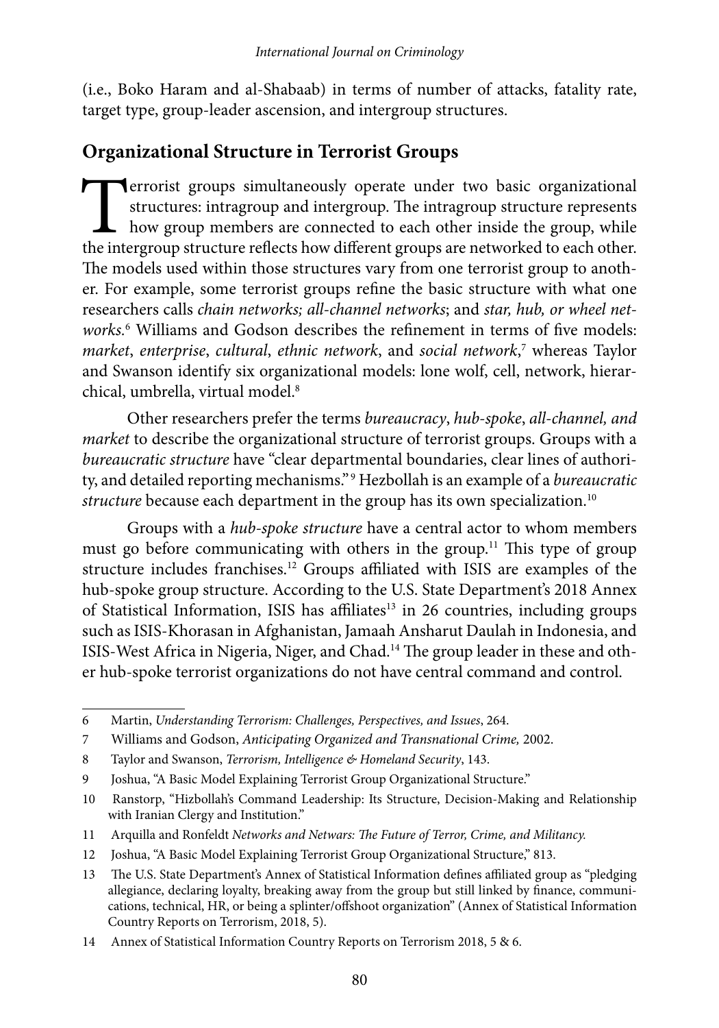(i.e., Boko Haram and al-Shabaab) in terms of number of attacks, fatality rate, target type, group-leader ascension, and intergroup structures.

## Organizational Structure in Terrorist Groups

Terrorist groups simultaneously operate under two basic organizational structures: intragroup and intergroup. The intragroup structure represents how group members are connected to each other inside the group, while the intergroup structure reflects how different groups are networked to each other. The models used within those structures vary from one terrorist group to another. For example, some terrorist groups refine the basic structure with what one researchers calls *chain networks; all-channel networks*; and *star, hub, or wheel networks.*[6] Williams and Godson describes the refinement in terms of five models: *market*, *enterprise*, *cultural*, *ethnic network*, and *social network*,[7] whereas Taylor and Swanson identify six organizational models: lone wolf, cell, network, hierarchical, umbrella, virtual model.[8]

Other researchers prefer the terms *bureaucracy*, *hub-spoke*, *all-channel, and market* to describe the organizational structure of terrorist groups. Groups with a *bureaucratic structure* have "clear departmental boundaries, clear lines of authority, and detailed reporting mechanisms."[9] Hezbollah is an example of a *bureaucratic structure* because each department in the group has its own specialization.[10]

Groups with a *hub-spoke structure* have a central actor to whom members must go before communicating with others in the group.[11] This type of group structure includes franchises.[12] Groups affiliated with ISIS are examples of the hub-spoke group structure. According to the U.S. State Department's 2018 Annex of Statistical Information, ISIS has affiliates[13] in 26 countries, including groups such as ISIS-Khorasan in Afghanistan, Jamaah Ansharut Daulah in Indonesia, and ISIS-West Africa in Nigeria, Niger, and Chad.[14] The group leader in these and other hub-spoke terrorist organizations do not have central command and control.

---

6 Martin, *Understanding Terrorism: Challenges, Perspectives, and Issues*, 264.

7 Williams and Godson, *Anticipating Organized and Transnational Crime,* 2002.

8 Taylor and Swanson, *Terrorism, Intelligence & Homeland Security*, 143.

9 Joshua, "A Basic Model Explaining Terrorist Group Organizational Structure."

10 Ranstorp, "Hizbollah's Command Leadership: Its Structure, Decision-Making and Relationship with Iranian Clergy and Institution."

11 Arquilla and Ronfeldt *Networks and Netwars: The Future of Terror, Crime, and Militancy.*

12 Joshua, "A Basic Model Explaining Terrorist Group Organizational Structure," 813.

13 The U.S. State Department's Annex of Statistical Information defines affiliated group as "pledging allegiance, declaring loyalty, breaking away from the group but still linked by finance, communications, technical, HR, or being a splinter/offshoot organization" (Annex of Statistical Information Country Reports on Terrorism, 2018, 5).

14 Annex of Statistical Information Country Reports on Terrorism 2018, 5 & 6.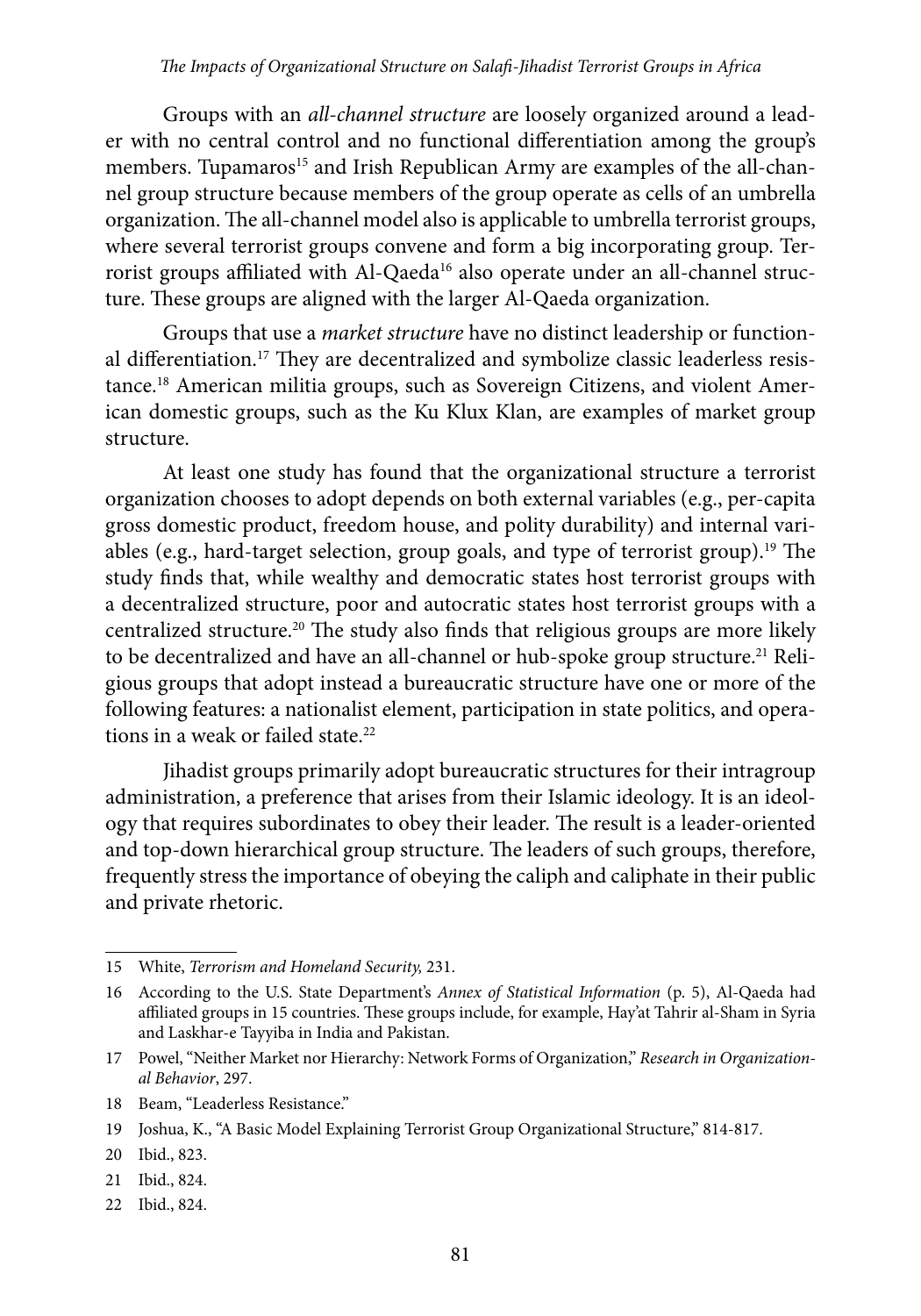Groups with an *all-channel structure* are loosely organized around a leader with no central control and no functional differentiation among the group's members. Tupamaros[15] and Irish Republican Army are examples of the all-channel group structure because members of the group operate as cells of an umbrella organization. The all-channel model also is applicable to umbrella terrorist groups, where several terrorist groups convene and form a big incorporating group. Terrorist groups affiliated with Al-Qaeda[16] also operate under an all-channel structure. These groups are aligned with the larger Al-Qaeda organization.

Groups that use a *market structure* have no distinct leadership or functional differentiation.[17] They are decentralized and symbolize classic leaderless resistance.[18] American militia groups, such as Sovereign Citizens, and violent American domestic groups, such as the Ku Klux Klan, are examples of market group structure.

At least one study has found that the organizational structure a terrorist organization chooses to adopt depends on both external variables (e.g., per-capita gross domestic product, freedom house, and polity durability) and internal variables (e.g., hard-target selection, group goals, and type of terrorist group).[19] The study finds that, while wealthy and democratic states host terrorist groups with a decentralized structure, poor and autocratic states host terrorist groups with a centralized structure.[20] The study also finds that religious groups are more likely to be decentralized and have an all-channel or hub-spoke group structure.[21] Religious groups that adopt instead a bureaucratic structure have one or more of the following features: a nationalist element, participation in state politics, and operations in a weak or failed state.[22]

Jihadist groups primarily adopt bureaucratic structures for their intragroup administration, a preference that arises from their Islamic ideology. It is an ideology that requires subordinates to obey their leader. The result is a leader-oriented and top-down hierarchical group structure. The leaders of such groups, therefore, frequently stress the importance of obeying the caliph and caliphate in their public and private rhetoric.

---

15 White, *Terrorism and Homeland Security,* 231.

16 According to the U.S. State Department's *Annex of Statistical Information* (p. 5), Al-Qaeda had affiliated groups in 15 countries. These groups include, for example, Hay'at Tahrir al-Sham in Syria and Laskhar-e Tayyiba in India and Pakistan.

17 Powel, "Neither Market nor Hierarchy: Network Forms of Organization," *Research in Organizational Behavior*, 297.

18 Beam, "Leaderless Resistance."

19 Joshua, K., "A Basic Model Explaining Terrorist Group Organizational Structure," 814-817.

20 Ibid., 823.

21 Ibid., 824.

22 Ibid., 824.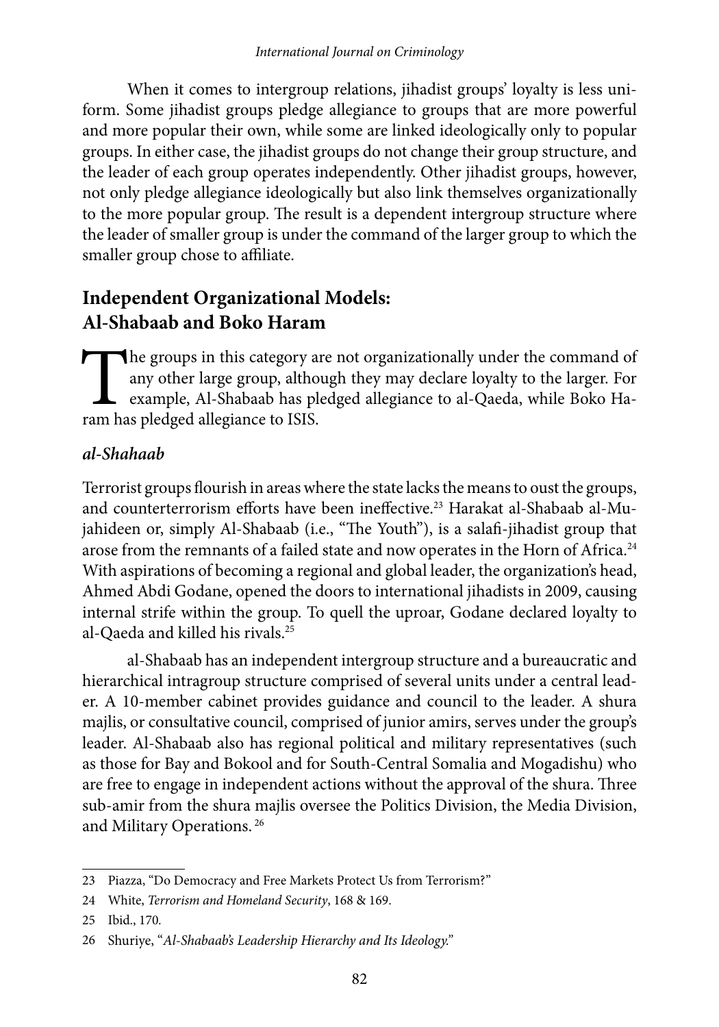When it comes to intergroup relations, jihadist groups' loyalty is less uniform. Some jihadist groups pledge allegiance to groups that are more powerful and more popular their own, while some are linked ideologically only to popular groups. In either case, the jihadist groups do not change their group structure, and the leader of each group operates independently. Other jihadist groups, however, not only pledge allegiance ideologically but also link themselves organizationally to the more popular group. The result is a dependent intergroup structure where the leader of smaller group is under the command of the larger group to which the smaller group chose to affiliate.

## Independent Organizational Models: Al-Shabaab and Boko Haram

The groups in this category are not organizationally under the command of any other large group, although they may declare loyalty to the larger. For example, Al-Shabaab has pledged allegiance to al-Qaeda, while Boko Haram has pledged allegiance to ISIS.

### *al-Shahaab*

Terrorist groups flourish in areas where the state lacks the means to oust the groups, and counterterrorism efforts have been ineffective.[23] Harakat al-Shabaab al-Mujahideen or, simply Al-Shabaab (i.e., "The Youth"), is a salafi-jihadist group that arose from the remnants of a failed state and now operates in the Horn of Africa.[24] With aspirations of becoming a regional and global leader, the organization's head, Ahmed Abdi Godane, opened the doors to international jihadists in 2009, causing internal strife within the group. To quell the uproar, Godane declared loyalty to al-Qaeda and killed his rivals.[25]

al-Shabaab has an independent intergroup structure and a bureaucratic and hierarchical intragroup structure comprised of several units under a central leader. A 10-member cabinet provides guidance and council to the leader. A shura majlis, or consultative council, comprised of junior amirs, serves under the group's leader. Al-Shabaab also has regional political and military representatives (such as those for Bay and Bokool and for South-Central Somalia and Mogadishu) who are free to engage in independent actions without the approval of the shura. Three sub-amir from the shura majlis oversee the Politics Division, the Media Division, and Military Operations.[26]

---

23 Piazza, "Do Democracy and Free Markets Protect Us from Terrorism?"

24 White, *Terrorism and Homeland Security*, 168 & 169.

25 Ibid., 170.

26 Shuriye, "*Al-Shabaab's Leadership Hierarchy and Its Ideology.*"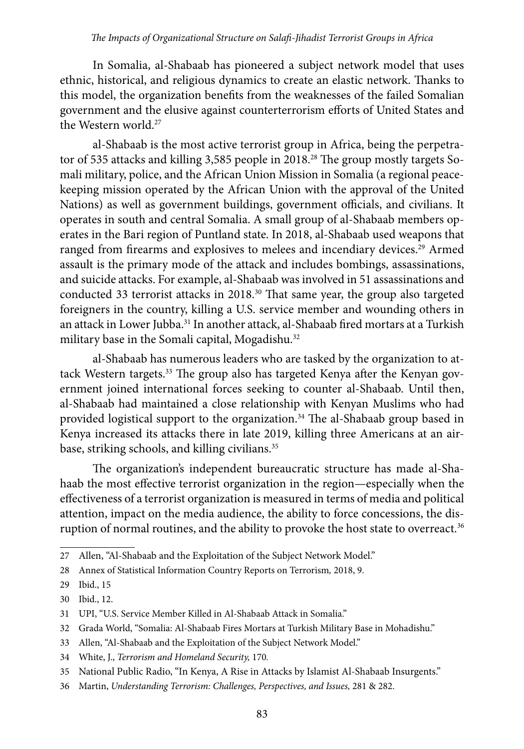In Somalia, al-Shabaab has pioneered a subject network model that uses ethnic, historical, and religious dynamics to create an elastic network. Thanks to this model, the organization benefits from the weaknesses of the failed Somalian government and the elusive against counterterrorism efforts of United States and the Western world.[27]

al-Shabaab is the most active terrorist group in Africa, being the perpetrator of 535 attacks and killing 3,585 people in 2018.[28] The group mostly targets Somali military, police, and the African Union Mission in Somalia (a regional peacekeeping mission operated by the African Union with the approval of the United Nations) as well as government buildings, government officials, and civilians. It operates in south and central Somalia. A small group of al-Shabaab members operates in the Bari region of Puntland state. In 2018, al-Shabaab used weapons that ranged from firearms and explosives to melees and incendiary devices.[29] Armed assault is the primary mode of the attack and includes bombings, assassinations, and suicide attacks. For example, al-Shabaab was involved in 51 assassinations and conducted 33 terrorist attacks in 2018.[30] That same year, the group also targeted foreigners in the country, killing a U.S. service member and wounding others in an attack in Lower Jubba.[31] In another attack, al-Shabaab fired mortars at a Turkish military base in the Somali capital, Mogadishu.[32]

al-Shabaab has numerous leaders who are tasked by the organization to attack Western targets.[33] The group also has targeted Kenya after the Kenyan government joined international forces seeking to counter al-Shabaab. Until then, al-Shabaab had maintained a close relationship with Kenyan Muslims who had provided logistical support to the organization.[34] The al-Shabaab group based in Kenya increased its attacks there in late 2019, killing three Americans at an airbase, striking schools, and killing civilians.[35]

The organization's independent bureaucratic structure has made al-Shahaab the most effective terrorist organization in the region—especially when the effectiveness of a terrorist organization is measured in terms of media and political attention, impact on the media audience, the ability to force concessions, the disruption of normal routines, and the ability to provoke the host state to overreact.[36]

---

27 Allen, "Al-Shabaab and the Exploitation of the Subject Network Model."

28 Annex of Statistical Information Country Reports on Terrorism, 2018, 9.

29 Ibid., 15

30 Ibid., 12.

31 UPI, "U.S. Service Member Killed in Al-Shabaab Attack in Somalia."

32 Grada World, "Somalia: Al-Shabaab Fires Mortars at Turkish Military Base in Mohadishu."

33 Allen, "Al-Shabaab and the Exploitation of the Subject Network Model."

34 White, J., *Terrorism and Homeland Security,* 170.

35 National Public Radio, "In Kenya, A Rise in Attacks by Islamist Al-Shabaab Insurgents."

36 Martin, *Understanding Terrorism: Challenges, Perspectives, and Issues,* 281 & 282.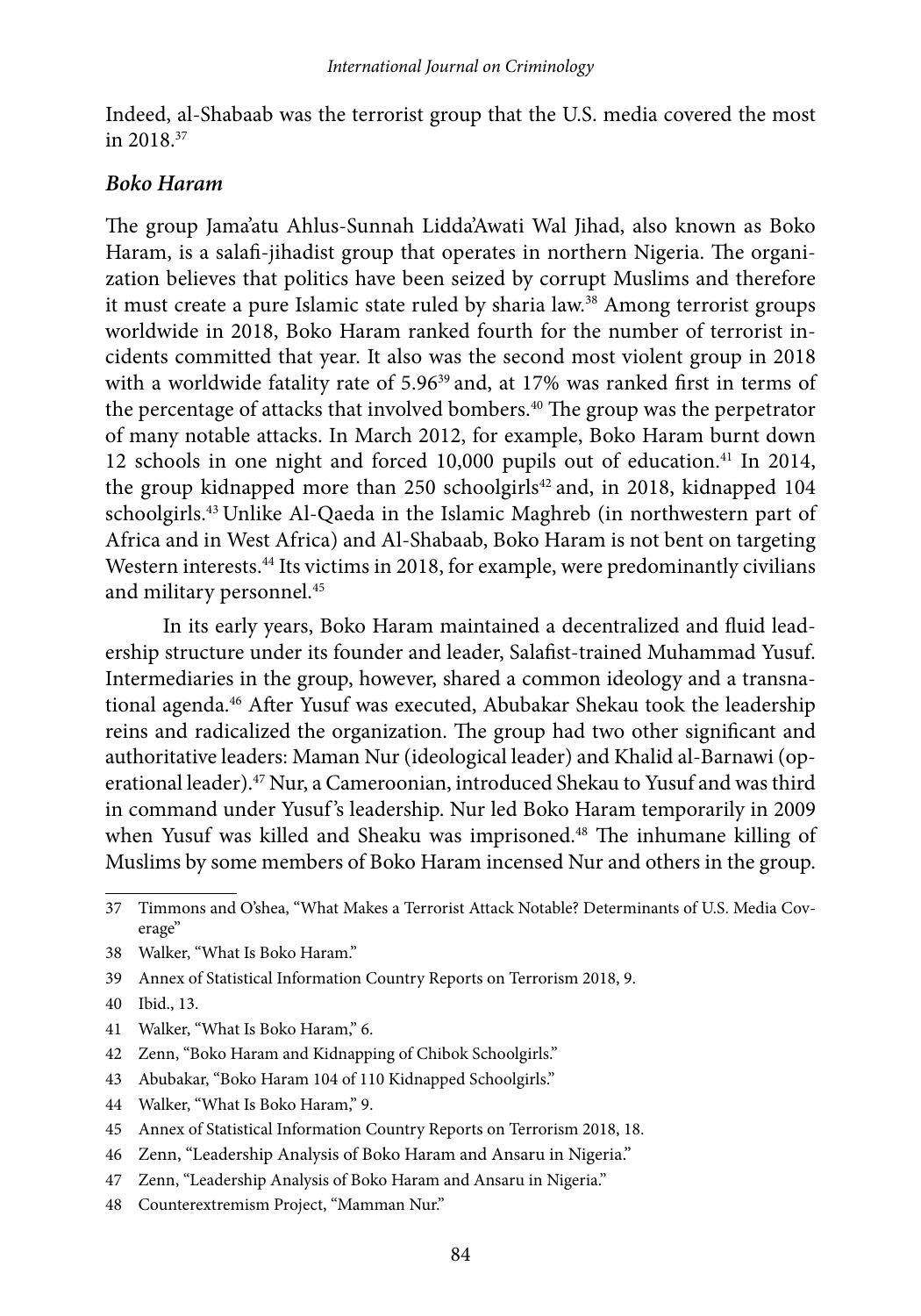Indeed, al-Shabaab was the terrorist group that the U.S. media covered the most in 2018.[37]

### *Boko Haram*

The group Jama'atu Ahlus-Sunnah Lidda'Awati Wal Jihad, also known as Boko Haram, is a salafi-jihadist group that operates in northern Nigeria. The organization believes that politics have been seized by corrupt Muslims and therefore it must create a pure Islamic state ruled by sharia law.[38] Among terrorist groups worldwide in 2018, Boko Haram ranked fourth for the number of terrorist incidents committed that year. It also was the second most violent group in 2018 with a worldwide fatality rate of 5.96[39] and, at 17% was ranked first in terms of the percentage of attacks that involved bombers.[40] The group was the perpetrator of many notable attacks. In March 2012, for example, Boko Haram burnt down 12 schools in one night and forced 10,000 pupils out of education.[41] In 2014, the group kidnapped more than 250 schoolgirls[42] and, in 2018, kidnapped 104 schoolgirls.[43] Unlike Al-Qaeda in the Islamic Maghreb (in northwestern part of Africa and in West Africa) and Al-Shabaab, Boko Haram is not bent on targeting Western interests.[44] Its victims in 2018, for example, were predominantly civilians and military personnel.[45]

In its early years, Boko Haram maintained a decentralized and fluid leadership structure under its founder and leader, Salafist-trained Muhammad Yusuf. Intermediaries in the group, however, shared a common ideology and a transnational agenda.[46] After Yusuf was executed, Abubakar Shekau took the leadership reins and radicalized the organization. The group had two other significant and authoritative leaders: Maman Nur (ideological leader) and Khalid al-Barnawi (operational leader).[47] Nur, a Cameroonian, introduced Shekau to Yusuf and was third in command under Yusuf's leadership. Nur led Boko Haram temporarily in 2009 when Yusuf was killed and Sheaku was imprisoned.[48] The inhumane killing of Muslims by some members of Boko Haram incensed Nur and others in the group.

---

37 Timmons and O'shea, "What Makes a Terrorist Attack Notable? Determinants of U.S. Media Coverage"

38 Walker, "What Is Boko Haram."

39 Annex of Statistical Information Country Reports on Terrorism 2018, 9.

40 Ibid., 13.

41 Walker, "What Is Boko Haram," 6.

42 Zenn, "Boko Haram and Kidnapping of Chibok Schoolgirls."

43 Abubakar, "Boko Haram 104 of 110 Kidnapped Schoolgirls."

44 Walker, "What Is Boko Haram," 9.

45 Annex of Statistical Information Country Reports on Terrorism 2018, 18.

46 Zenn, "Leadership Analysis of Boko Haram and Ansaru in Nigeria."

47 Zenn, "Leadership Analysis of Boko Haram and Ansaru in Nigeria."

48 Counterextremism Project, "Mamman Nur."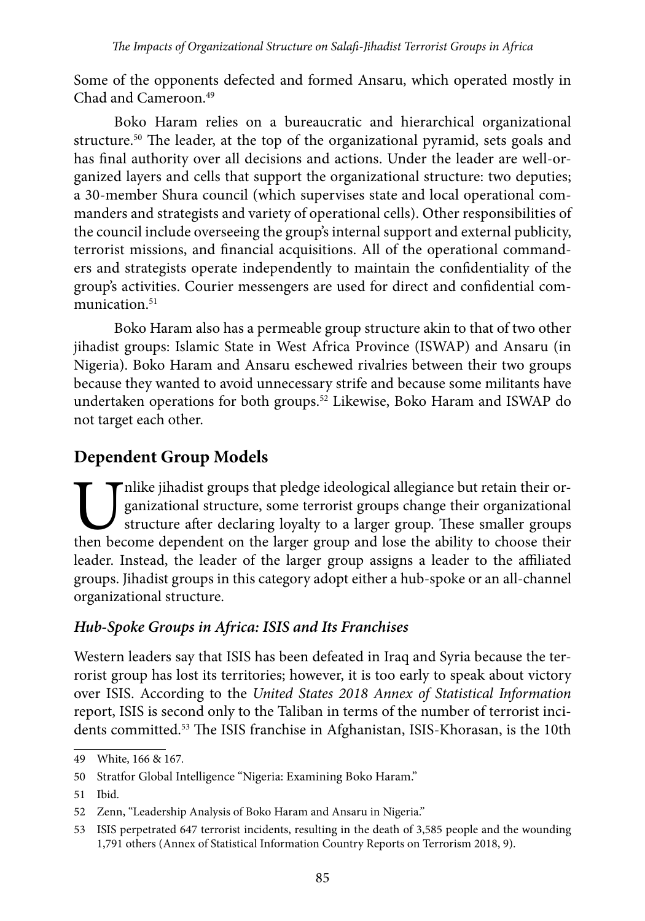Some of the opponents defected and formed Ansaru, which operated mostly in Chad and Cameroon.[49]

Boko Haram relies on a bureaucratic and hierarchical organizational structure.[50] The leader, at the top of the organizational pyramid, sets goals and has final authority over all decisions and actions. Under the leader are well-organized layers and cells that support the organizational structure: two deputies; a 30-member Shura council (which supervises state and local operational commanders and strategists and variety of operational cells). Other responsibilities of the council include overseeing the group's internal support and external publicity, terrorist missions, and financial acquisitions. All of the operational commanders and strategists operate independently to maintain the confidentiality of the group's activities. Courier messengers are used for direct and confidential communication.[51]

Boko Haram also has a permeable group structure akin to that of two other jihadist groups: Islamic State in West Africa Province (ISWAP) and Ansaru (in Nigeria). Boko Haram and Ansaru eschewed rivalries between their two groups because they wanted to avoid unnecessary strife and because some militants have undertaken operations for both groups.[52] Likewise, Boko Haram and ISWAP do not target each other.

## Dependent Group Models

Unlike jihadist groups that pledge ideological allegiance but retain their organizational structure, some terrorist groups change their organizational structure after declaring loyalty to a larger group. These smaller groups then become dependent on the larger group and lose the ability to choose their leader. Instead, the leader of the larger group assigns a leader to the affiliated groups. Jihadist groups in this category adopt either a hub-spoke or an all-channel organizational structure.

### *Hub-Spoke Groups in Africa: ISIS and Its Franchises*

Western leaders say that ISIS has been defeated in Iraq and Syria because the terrorist group has lost its territories; however, it is too early to speak about victory over ISIS. According to the *United States 2018 Annex of Statistical Information* report, ISIS is second only to the Taliban in terms of the number of terrorist incidents committed.[53] The ISIS franchise in Afghanistan, ISIS-Khorasan, is the 10th

---

49 White, 166 & 167.

50 Stratfor Global Intelligence "Nigeria: Examining Boko Haram."

51 Ibid.

52 Zenn, "Leadership Analysis of Boko Haram and Ansaru in Nigeria."

53 ISIS perpetrated 647 terrorist incidents, resulting in the death of 3,585 people and the wounding 1,791 others (Annex of Statistical Information Country Reports on Terrorism 2018, 9).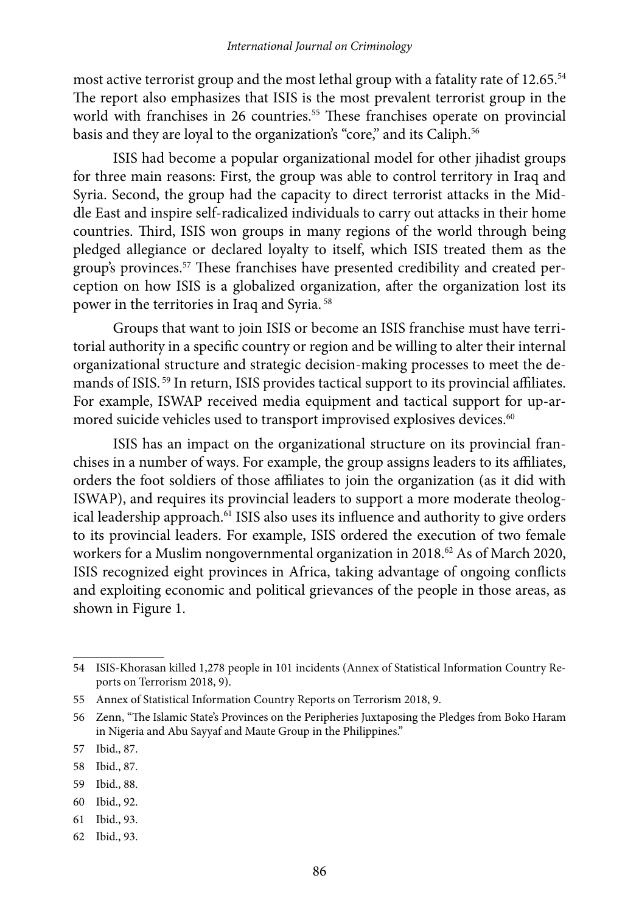most active terrorist group and the most lethal group with a fatality rate of 12.65.[54] The report also emphasizes that ISIS is the most prevalent terrorist group in the world with franchises in 26 countries.[55] These franchises operate on provincial basis and they are loyal to the organization's "core," and its Caliph.[56]

ISIS had become a popular organizational model for other jihadist groups for three main reasons: First, the group was able to control territory in Iraq and Syria. Second, the group had the capacity to direct terrorist attacks in the Middle East and inspire self-radicalized individuals to carry out attacks in their home countries. Third, ISIS won groups in many regions of the world through being pledged allegiance or declared loyalty to itself, which ISIS treated them as the group's provinces.[57] These franchises have presented credibility and created perception on how ISIS is a globalized organization, after the organization lost its power in the territories in Iraq and Syria.[58]

Groups that want to join ISIS or become an ISIS franchise must have territorial authority in a specific country or region and be willing to alter their internal organizational structure and strategic decision-making processes to meet the demands of ISIS.[59] In return, ISIS provides tactical support to its provincial affiliates. For example, ISWAP received media equipment and tactical support for up-armored suicide vehicles used to transport improvised explosives devices.[60]

ISIS has an impact on the organizational structure on its provincial franchises in a number of ways. For example, the group assigns leaders to its affiliates, orders the foot soldiers of those affiliates to join the organization (as it did with ISWAP), and requires its provincial leaders to support a more moderate theological leadership approach.[61] ISIS also uses its influence and authority to give orders to its provincial leaders. For example, ISIS ordered the execution of two female workers for a Muslim nongovernmental organization in 2018.[62] As of March 2020, ISIS recognized eight provinces in Africa, taking advantage of ongoing conflicts and exploiting economic and political grievances of the people in those areas, as shown in Figure 1.

---

54 ISIS-Khorasan killed 1,278 people in 101 incidents (Annex of Statistical Information Country Reports on Terrorism 2018, 9).

55 Annex of Statistical Information Country Reports on Terrorism 2018, 9.

56 Zenn, "The Islamic State's Provinces on the Peripheries Juxtaposing the Pledges from Boko Haram in Nigeria and Abu Sayyaf and Maute Group in the Philippines."

57 Ibid., 87.

58 Ibid., 87.

59 Ibid., 88.

60 Ibid., 92.

61 Ibid., 93.

62 Ibid., 93.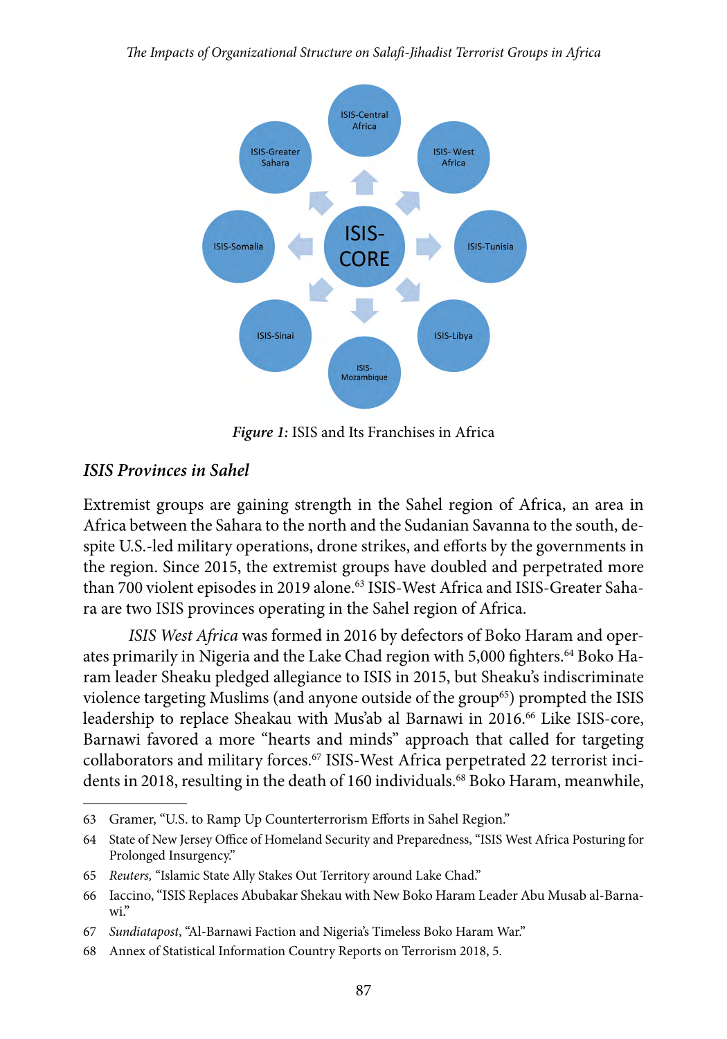*Figure 1:* ISIS and Its Franchises in Africa

### *ISIS Provinces in Sahel*

Extremist groups are gaining strength in the Sahel region of Africa, an area in Africa between the Sahara to the north and the Sudanian Savanna to the south, despite U.S.-led military operations, drone strikes, and efforts by the governments in the region. Since 2015, the extremist groups have doubled and perpetrated more than 700 violent episodes in 2019 alone.[63] ISIS-West Africa and ISIS-Greater Sahara are two ISIS provinces operating in the Sahel region of Africa.

*ISIS West Africa* was formed in 2016 by defectors of Boko Haram and operates primarily in Nigeria and the Lake Chad region with 5,000 fighters.[64] Boko Haram leader Sheaku pledged allegiance to ISIS in 2015, but Sheaku's indiscriminate violence targeting Muslims (and anyone outside of the group[65]) prompted the ISIS leadership to replace Sheakau with Mus'ab al Barnawi in 2016.[66] Like ISIS-core, Barnawi favored a more "hearts and minds" approach that called for targeting collaborators and military forces.[67] ISIS-West Africa perpetrated 22 terrorist incidents in 2018, resulting in the death of 160 individuals.[68] Boko Haram, meanwhile,

---

63 Gramer, "U.S. to Ramp Up Counterterrorism Efforts in Sahel Region."

64 State of New Jersey Office of Homeland Security and Preparedness, "ISIS West Africa Posturing for Prolonged Insurgency."

65 *Reuters,* "Islamic State Ally Stakes Out Territory around Lake Chad."

66 Iaccino, "ISIS Replaces Abubakar Shekau with New Boko Haram Leader Abu Musab al-Barnawi."

67 *Sundiatapost*, "Al-Barnawi Faction and Nigeria's Timeless Boko Haram War."

68 Annex of Statistical Information Country Reports on Terrorism 2018, 5.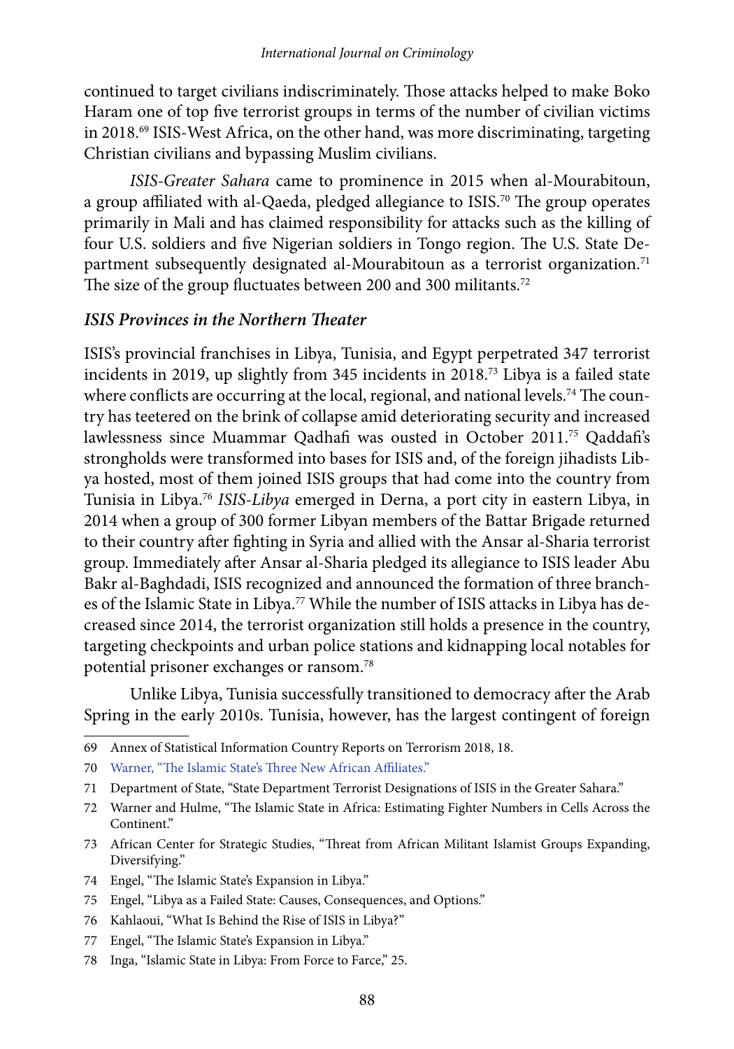continued to target civilians indiscriminately. Those attacks helped to make Boko Haram one of top five terrorist groups in terms of the number of civilian victims in 2018.[69] ISIS-West Africa, on the other hand, was more discriminating, targeting Christian civilians and bypassing Muslim civilians.

*ISIS-Greater Sahara* came to prominence in 2015 when al-Mourabitoun, a group affiliated with al-Qaeda, pledged allegiance to ISIS.[70] The group operates primarily in Mali and has claimed responsibility for attacks such as the killing of four U.S. soldiers and five Nigerian soldiers in Tongo region. The U.S. State Department subsequently designated al-Mourabitoun as a terrorist organization.[71] The size of the group fluctuates between 200 and 300 militants.[72]

### *ISIS Provinces in the Northern Theater*

ISIS's provincial franchises in Libya, Tunisia, and Egypt perpetrated 347 terrorist incidents in 2019, up slightly from 345 incidents in 2018.[73] Libya is a failed state where conflicts are occurring at the local, regional, and national levels.[74] The country has teetered on the brink of collapse amid deteriorating security and increased lawlessness since Muammar Qadhafi was ousted in October 2011.[75] Qaddafi's strongholds were transformed into bases for ISIS and, of the foreign jihadists Libya hosted, most of them joined ISIS groups that had come into the country from Tunisia in Libya.[76] *ISIS-Libya* emerged in Derna, a port city in eastern Libya, in 2014 when a group of 300 former Libyan members of the Battar Brigade returned to their country after fighting in Syria and allied with the Ansar al-Sharia terrorist group. Immediately after Ansar al-Sharia pledged its allegiance to ISIS leader Abu Bakr al-Baghdadi, ISIS recognized and announced the formation of three branches of the Islamic State in Libya.[77] While the number of ISIS attacks in Libya has decreased since 2014, the terrorist organization still holds a presence in the country, targeting checkpoints and urban police stations and kidnapping local notables for potential prisoner exchanges or ransom.[78]

Unlike Libya, Tunisia successfully transitioned to democracy after the Arab Spring in the early 2010s. Tunisia, however, has the largest contingent of foreign

---

69 Annex of Statistical Information Country Reports on Terrorism 2018, 18.

70 Warner, "The Islamic State's Three New African Affiliates."

71 Department of State, "State Department Terrorist Designations of ISIS in the Greater Sahara."

72 Warner and Hulme, "The Islamic State in Africa: Estimating Fighter Numbers in Cells Across the Continent."

73 African Center for Strategic Studies, "Threat from African Militant Islamist Groups Expanding, Diversifying."

74 Engel, "The Islamic State's Expansion in Libya."

75 Engel, "Libya as a Failed State: Causes, Consequences, and Options."

76 Kahlaoui, "What Is Behind the Rise of ISIS in Libya?"

77 Engel, "The Islamic State's Expansion in Libya."

78 Inga, "Islamic State in Libya: From Force to Farce," 25.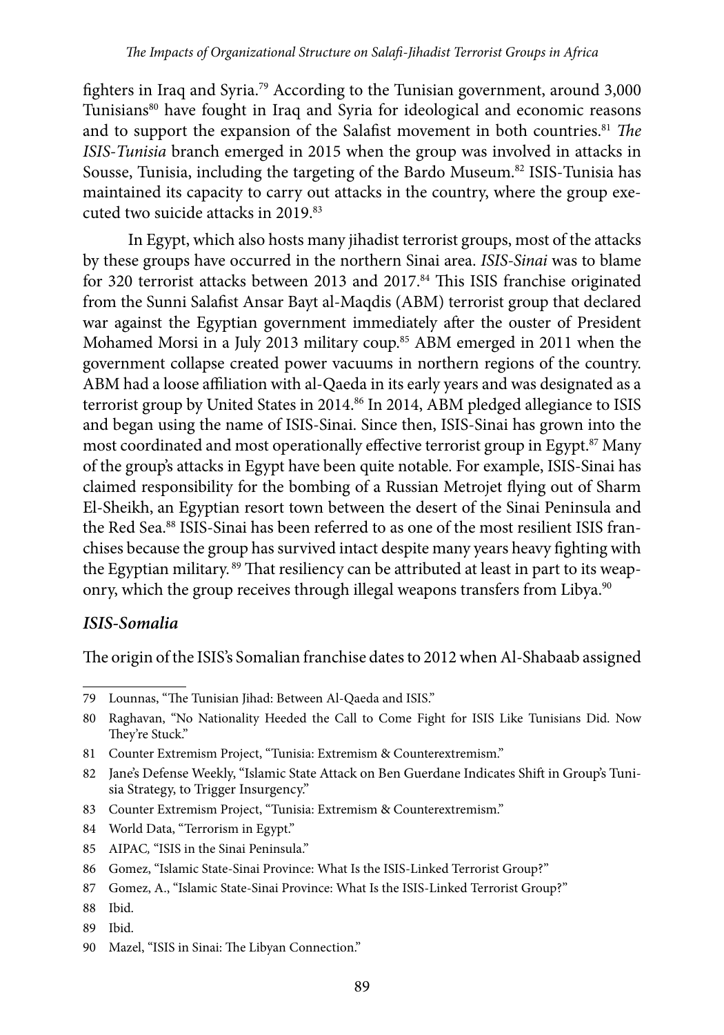fighters in Iraq and Syria.[79] According to the Tunisian government, around 3,000 Tunisians[80] have fought in Iraq and Syria for ideological and economic reasons and to support the expansion of the Salafist movement in both countries.[81] *The ISIS-Tunisia* branch emerged in 2015 when the group was involved in attacks in Sousse, Tunisia, including the targeting of the Bardo Museum.[82] ISIS-Tunisia has maintained its capacity to carry out attacks in the country, where the group executed two suicide attacks in 2019.[83]

In Egypt, which also hosts many jihadist terrorist groups, most of the attacks by these groups have occurred in the northern Sinai area. *ISIS-Sinai* was to blame for 320 terrorist attacks between 2013 and 2017.[84] This ISIS franchise originated from the Sunni Salafist Ansar Bayt al-Maqdis (ABM) terrorist group that declared war against the Egyptian government immediately after the ouster of President Mohamed Morsi in a July 2013 military coup.[85] ABM emerged in 2011 when the government collapse created power vacuums in northern regions of the country. ABM had a loose affiliation with al-Qaeda in its early years and was designated as a terrorist group by United States in 2014.[86] In 2014, ABM pledged allegiance to ISIS and began using the name of ISIS-Sinai. Since then, ISIS-Sinai has grown into the most coordinated and most operationally effective terrorist group in Egypt.[87] Many of the group's attacks in Egypt have been quite notable. For example, ISIS-Sinai has claimed responsibility for the bombing of a Russian Metrojet flying out of Sharm El-Sheikh, an Egyptian resort town between the desert of the Sinai Peninsula and the Red Sea.[88] ISIS-Sinai has been referred to as one of the most resilient ISIS franchises because the group has survived intact despite many years heavy fighting with the Egyptian military.[89] That resiliency can be attributed at least in part to its weaponry, which the group receives through illegal weapons transfers from Libya.[90]

### *ISIS-Somalia*

The origin of the ISIS's Somalian franchise dates to 2012 when Al-Shabaab assigned

---

79 Lounnas, "The Tunisian Jihad: Between Al-Qaeda and ISIS."

80 Raghavan, "No Nationality Heeded the Call to Come Fight for ISIS Like Tunisians Did. Now They're Stuck."

81 Counter Extremism Project, "Tunisia: Extremism & Counterextremism."

82 Jane's Defense Weekly, "Islamic State Attack on Ben Guerdane Indicates Shift in Group's Tunisia Strategy, to Trigger Insurgency."

83 Counter Extremism Project, "Tunisia: Extremism & Counterextremism."

84 World Data, "Terrorism in Egypt."

85 AIPAC, "ISIS in the Sinai Peninsula."

86 Gomez, "Islamic State-Sinai Province: What Is the ISIS-Linked Terrorist Group?"

87 Gomez, A., "Islamic State-Sinai Province: What Is the ISIS-Linked Terrorist Group?"

88 Ibid.

89 Ibid.

90 Mazel, "ISIS in Sinai: The Libyan Connection."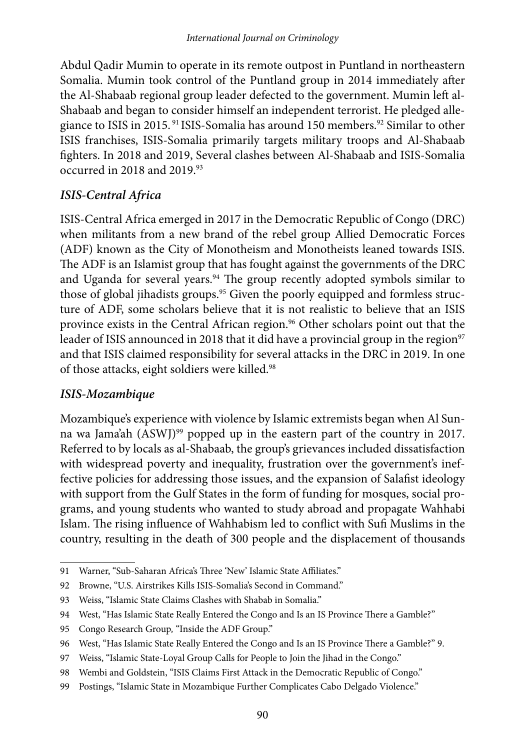Abdul Qadir Mumin to operate in its remote outpost in Puntland in northeastern Somalia. Mumin took control of the Puntland group in 2014 immediately after the Al-Shabaab regional group leader defected to the government. Mumin left al-Shabaab and began to consider himself an independent terrorist. He pledged allegiance to ISIS in 2015. [91] ISIS-Somalia has around 150 members.[92] Similar to other ISIS franchises, ISIS-Somalia primarily targets military troops and Al-Shabaab fighters. In 2018 and 2019, Several clashes between Al-Shabaab and ISIS-Somalia occurred in 2018 and 2019.[93]

### *ISIS-Central Africa*

ISIS-Central Africa emerged in 2017 in the Democratic Republic of Congo (DRC) when militants from a new brand of the rebel group Allied Democratic Forces (ADF) known as the City of Monotheism and Monotheists leaned towards ISIS. The ADF is an Islamist group that has fought against the governments of the DRC and Uganda for several years.[94] The group recently adopted symbols similar to those of global jihadists groups.[95] Given the poorly equipped and formless structure of ADF, some scholars believe that it is not realistic to believe that an ISIS province exists in the Central African region.[96] Other scholars point out that the leader of ISIS announced in 2018 that it did have a provincial group in the region[97] and that ISIS claimed responsibility for several attacks in the DRC in 2019. In one of those attacks, eight soldiers were killed.[98]

### *ISIS-Mozambique*

Mozambique's experience with violence by Islamic extremists began when Al Sunna wa Jama'ah (ASWJ)[99] popped up in the eastern part of the country in 2017. Referred to by locals as al-Shabaab, the group's grievances included dissatisfaction with widespread poverty and inequality, frustration over the government's ineffective policies for addressing those issues, and the expansion of Salafist ideology with support from the Gulf States in the form of funding for mosques, social programs, and young students who wanted to study abroad and propagate Wahhabi Islam. The rising influence of Wahhabism led to conflict with Sufi Muslims in the country, resulting in the death of 300 people and the displacement of thousands

---

91 Warner, "Sub-Saharan Africa's Three 'New' Islamic State Affiliates."

92 Browne, "U.S. Airstrikes Kills ISIS-Somalia's Second in Command."

93 Weiss, "Islamic State Claims Clashes with Shabab in Somalia."

94 West, "Has Islamic State Really Entered the Congo and Is an IS Province There a Gamble?"

95 Congo Research Group, "Inside the ADF Group."

96 West, "Has Islamic State Really Entered the Congo and Is an IS Province There a Gamble?" 9.

97 Weiss, "Islamic State-Loyal Group Calls for People to Join the Jihad in the Congo."

98 Wembi and Goldstein, "ISIS Claims First Attack in the Democratic Republic of Congo."

99 Postings, "Islamic State in Mozambique Further Complicates Cabo Delgado Violence."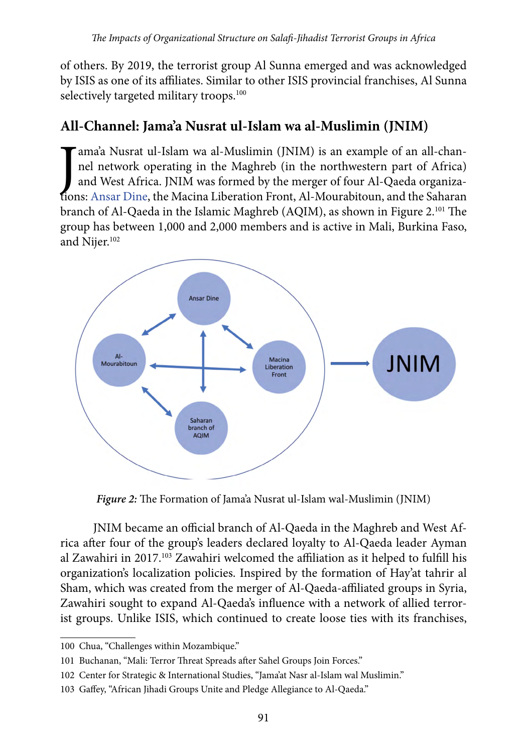of others. By 2019, the terrorist group Al Sunna emerged and was acknowledged by ISIS as one of its affiliates. Similar to other ISIS provincial franchises, Al Sunna selectively targeted military troops.[100]

## All-Channel: Jama'a Nusrat ul-Islam wa al-Muslimin (JNIM)

Jama'a Nusrat ul-Islam wa al-Muslimin (JNIM) is an example of an all-channel network operating in the Maghreb (in the northwestern part of Africa) and West Africa. JNIM was formed by the merger of four Al-Qaeda organizations: Ansar Dine, the Macina Liberation Front, Al-Mourabitoun, and the Saharan branch of Al-Qaeda in the Islamic Maghreb (AQIM), as shown in Figure 2.[101] The group has between 1,000 and 2,000 members and is active in Mali, Burkina Faso, and Nijer.[102]

*Figure 2:* The Formation of Jama'a Nusrat ul-Islam wal-Muslimin (JNIM)

JNIM became an official branch of Al-Qaeda in the Maghreb and West Africa after four of the group's leaders declared loyalty to Al-Qaeda leader Ayman al Zawahiri in 2017.[103] Zawahiri welcomed the affiliation as it helped to fulfill his organization's localization policies. Inspired by the formation of Hay'at tahrir al Sham, which was created from the merger of Al-Qaeda-affiliated groups in Syria, Zawahiri sought to expand Al-Qaeda's influence with a network of allied terrorist groups. Unlike ISIS, which continued to create loose ties with its franchises,

---

100 Chua, "Challenges within Mozambique."

101 Buchanan, "Mali: Terror Threat Spreads after Sahel Groups Join Forces."

102 Center for Strategic & International Studies, "Jama'at Nasr al-Islam wal Muslimin."

103 Gaffey, "African Jihadi Groups Unite and Pledge Allegiance to Al-Qaeda."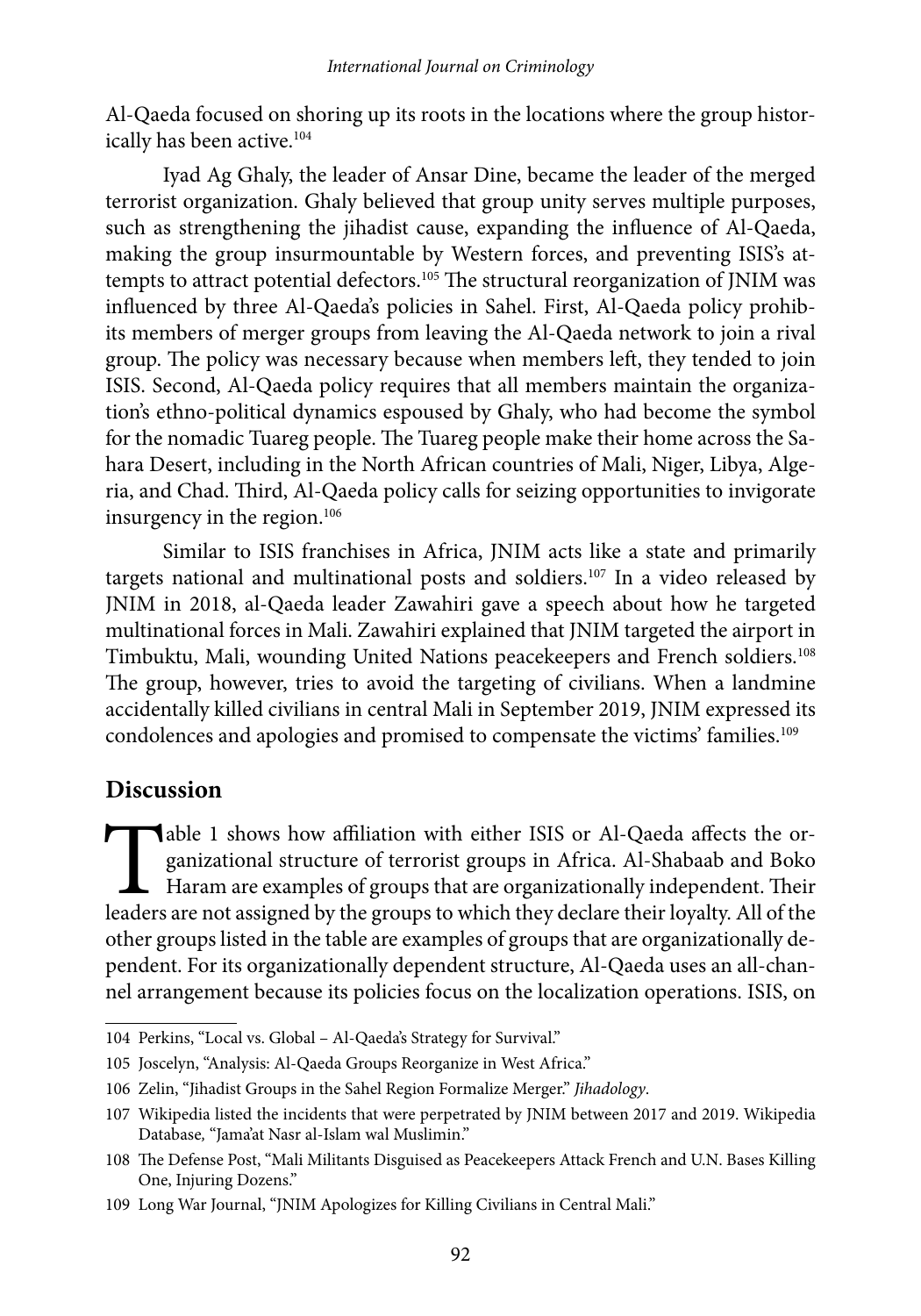Al-Qaeda focused on shoring up its roots in the locations where the group historically has been active.[104]

Iyad Ag Ghaly, the leader of Ansar Dine, became the leader of the merged terrorist organization. Ghaly believed that group unity serves multiple purposes, such as strengthening the jihadist cause, expanding the influence of Al-Qaeda, making the group insurmountable by Western forces, and preventing ISIS's attempts to attract potential defectors.[105] The structural reorganization of JNIM was influenced by three Al-Qaeda's policies in Sahel. First, Al-Qaeda policy prohibits members of merger groups from leaving the Al-Qaeda network to join a rival group. The policy was necessary because when members left, they tended to join ISIS. Second, Al-Qaeda policy requires that all members maintain the organization's ethno-political dynamics espoused by Ghaly, who had become the symbol for the nomadic Tuareg people. The Tuareg people make their home across the Sahara Desert, including in the North African countries of Mali, Niger, Libya, Algeria, and Chad. Third, Al-Qaeda policy calls for seizing opportunities to invigorate insurgency in the region.[106]

Similar to ISIS franchises in Africa, JNIM acts like a state and primarily targets national and multinational posts and soldiers.[107] In a video released by JNIM in 2018, al-Qaeda leader Zawahiri gave a speech about how he targeted multinational forces in Mali. Zawahiri explained that JNIM targeted the airport in Timbuktu, Mali, wounding United Nations peacekeepers and French soldiers.[108] The group, however, tries to avoid the targeting of civilians. When a landmine accidentally killed civilians in central Mali in September 2019, JNIM expressed its condolences and apologies and promised to compensate the victims' families.[109]

## Discussion

Table 1 shows how affiliation with either ISIS or Al-Qaeda affects the organizational structure of terrorist groups in Africa. Al-Shabaab and Boko Haram are examples of groups that are organizationally independent. Their leaders are not assigned by the groups to which they declare their loyalty. All of the other groups listed in the table are examples of groups that are organizationally dependent. For its organizationally dependent structure, Al-Qaeda uses an all-channel arrangement because its policies focus on the localization operations. ISIS, on

104 Perkins, "Local vs. Global – Al-Qaeda's Strategy for Survival."

105 Joscelyn, "Analysis: Al-Qaeda Groups Reorganize in West Africa."

106 Zelin, "Jihadist Groups in the Sahel Region Formalize Merger." *Jihadology*.

107 Wikipedia listed the incidents that were perpetrated by JNIM between 2017 and 2019. Wikipedia Database*,* "Jama'at Nasr al-Islam wal Muslimin."

108 The Defense Post, "Mali Militants Disguised as Peacekeepers Attack French and U.N. Bases Killing One, Injuring Dozens."

109 Long War Journal, "JNIM Apologizes for Killing Civilians in Central Mali."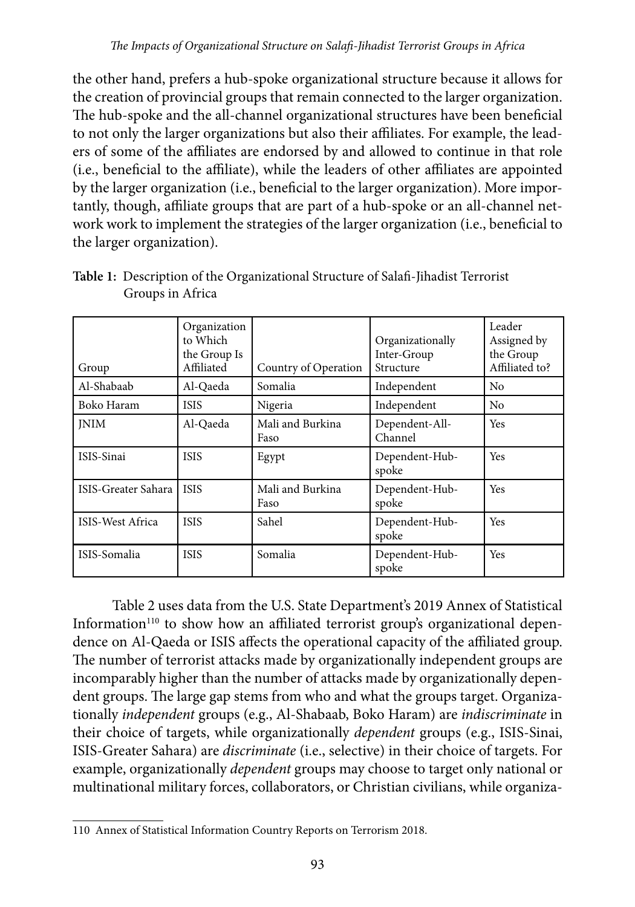the other hand, prefers a hub-spoke organizational structure because it allows for the creation of provincial groups that remain connected to the larger organization. The hub-spoke and the all-channel organizational structures have been beneficial to not only the larger organizations but also their affiliates. For example, the leaders of some of the affiliates are endorsed by and allowed to continue in that role (i.e., beneficial to the affiliate), while the leaders of other affiliates are appointed by the larger organization (i.e., beneficial to the larger organization). More importantly, though, affiliate groups that are part of a hub-spoke or an all-channel network work to implement the strategies of the larger organization (i.e., beneficial to the larger organization).

**Table 1:** Description of the Organizational Structure of Salafi-Jihadist Terrorist Groups in Africa

| Group | Organization to Which the Group Is Affiliated | Country of Operation | Organizationally Inter-Group Structure | Leader Assigned by the Group Affiliated to? |
|---|---|---|---|---|
| Al-Shabaab | Al-Qaeda | Somalia | Independent | No |
| Boko Haram | ISIS | Nigeria | Independent | No |
| JNIM | Al-Qaeda | Mali and Burkina Faso | Dependent-All-Channel | Yes |
| ISIS-Sinai | ISIS | Egypt | Dependent-Hub-spoke | Yes |
| ISIS-Greater Sahara | ISIS | Mali and Burkina Faso | Dependent-Hub-spoke | Yes |
| ISIS-West Africa | ISIS | Sahel | Dependent-Hub-spoke | Yes |
| ISIS-Somalia | ISIS | Somalia | Dependent-Hub-spoke | Yes |

Table 2 uses data from the U.S. State Department's 2019 Annex of Statistical Information[110] to show how an affiliated terrorist group's organizational dependence on Al-Qaeda or ISIS affects the operational capacity of the affiliated group. The number of terrorist attacks made by organizationally independent groups are incomparably higher than the number of attacks made by organizationally dependent groups. The large gap stems from who and what the groups target. Organizationally *independent* groups (e.g., Al-Shabaab, Boko Haram) are *indiscriminate* in their choice of targets, while organizationally *dependent* groups (e.g., ISIS-Sinai, ISIS-Greater Sahara) are *discriminate* (i.e., selective) in their choice of targets. For example, organizationally *dependent* groups may choose to target only national or multinational military forces, collaborators, or Christian civilians, while organiza-

110 Annex of Statistical Information Country Reports on Terrorism 2018.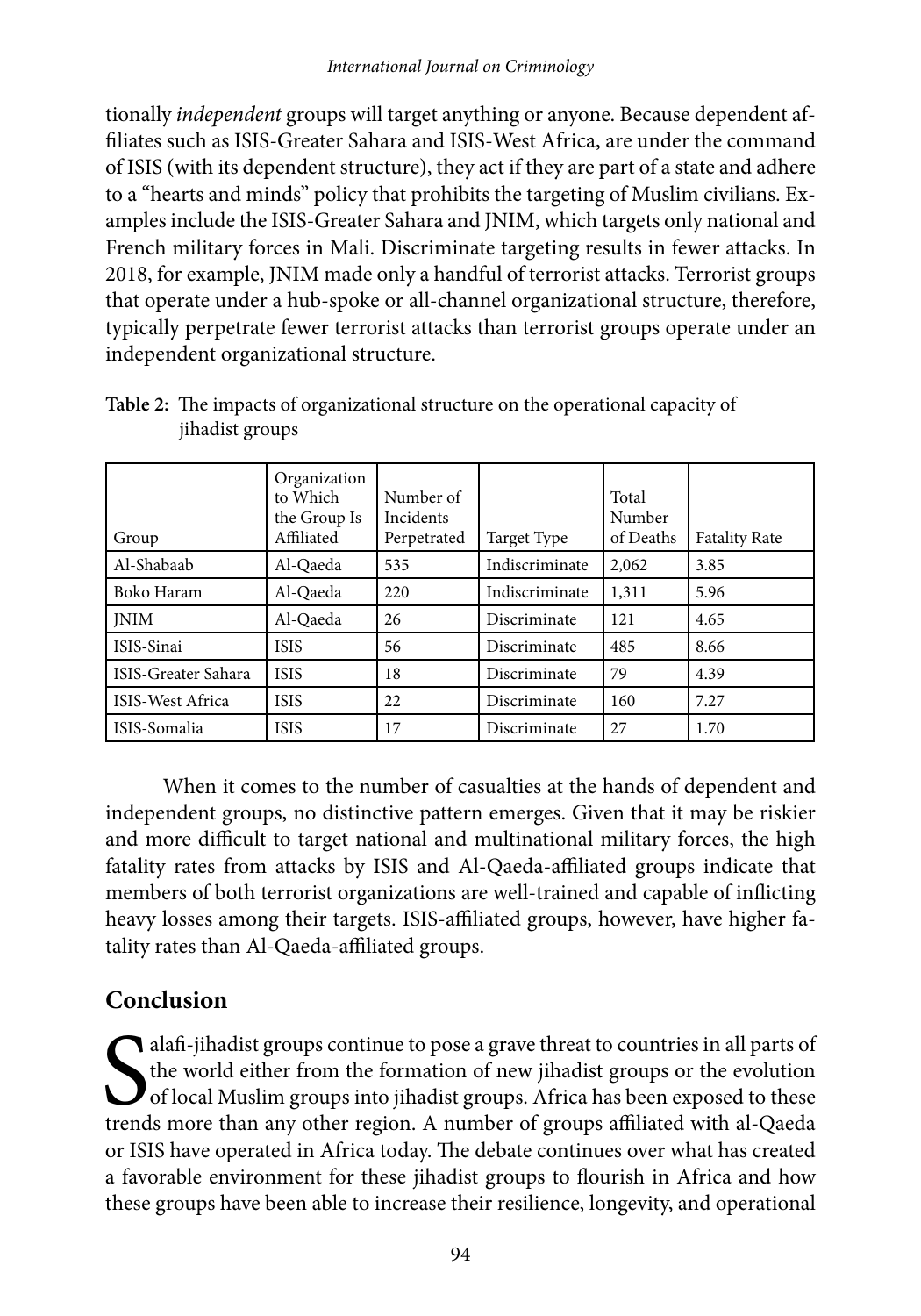tionally *independent* groups will target anything or anyone. Because dependent affiliates such as ISIS-Greater Sahara and ISIS-West Africa, are under the command of ISIS (with its dependent structure), they act if they are part of a state and adhere to a "hearts and minds" policy that prohibits the targeting of Muslim civilians. Examples include the ISIS-Greater Sahara and JNIM, which targets only national and French military forces in Mali. Discriminate targeting results in fewer attacks. In 2018, for example, JNIM made only a handful of terrorist attacks. Terrorist groups that operate under a hub-spoke or all-channel organizational structure, therefore, typically perpetrate fewer terrorist attacks than terrorist groups operate under an independent organizational structure.

**Table 2:** The impacts of organizational structure on the operational capacity of jihadist groups

| Group | Organization to Which the Group Is Affiliated | Number of Incidents Perpetrated | Target Type | Total Number of Deaths | Fatality Rate |
|---|---|---|---|---|---|
| Al-Shabaab | Al-Qaeda | 535 | Indiscriminate | 2,062 | 3.85 |
| Boko Haram | Al-Qaeda | 220 | Indiscriminate | 1,311 | 5.96 |
| JNIM | Al-Qaeda | 26 | Discriminate | 121 | 4.65 |
| ISIS-Sinai | ISIS | 56 | Discriminate | 485 | 8.66 |
| ISIS-Greater Sahara | ISIS | 18 | Discriminate | 79 | 4.39 |
| ISIS-West Africa | ISIS | 22 | Discriminate | 160 | 7.27 |
| ISIS-Somalia | ISIS | 17 | Discriminate | 27 | 1.70 |

When it comes to the number of casualties at the hands of dependent and independent groups, no distinctive pattern emerges. Given that it may be riskier and more difficult to target national and multinational military forces, the high fatality rates from attacks by ISIS and Al-Qaeda-affiliated groups indicate that members of both terrorist organizations are well-trained and capable of inflicting heavy losses among their targets. ISIS-affiliated groups, however, have higher fatality rates than Al-Qaeda-affiliated groups.

## Conclusion

Salafi-jihadist groups continue to pose a grave threat to countries in all parts of the world either from the formation of new jihadist groups or the evolution of local Muslim groups into jihadist groups. Africa has been exposed to these trends more than any other region. A number of groups affiliated with al-Qaeda or ISIS have operated in Africa today. The debate continues over what has created a favorable environment for these jihadist groups to flourish in Africa and how these groups have been able to increase their resilience, longevity, and operational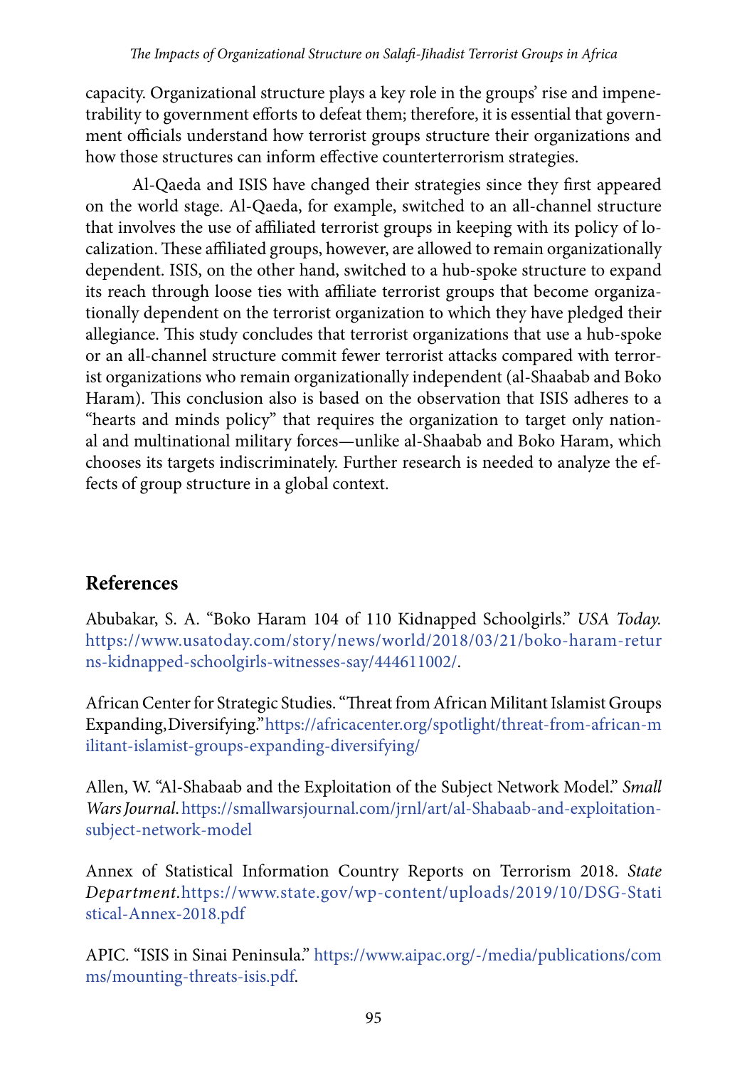capacity. Organizational structure plays a key role in the groups' rise and impenetrability to government efforts to defeat them; therefore, it is essential that government officials understand how terrorist groups structure their organizations and how those structures can inform effective counterterrorism strategies.

Al-Qaeda and ISIS have changed their strategies since they first appeared on the world stage. Al-Qaeda, for example, switched to an all-channel structure that involves the use of affiliated terrorist groups in keeping with its policy of localization. These affiliated groups, however, are allowed to remain organizationally dependent. ISIS, on the other hand, switched to a hub-spoke structure to expand its reach through loose ties with affiliate terrorist groups that become organizationally dependent on the terrorist organization to which they have pledged their allegiance. This study concludes that terrorist organizations that use a hub-spoke or an all-channel structure commit fewer terrorist attacks compared with terrorist organizations who remain organizationally independent (al-Shaabab and Boko Haram). This conclusion also is based on the observation that ISIS adheres to a "hearts and minds policy" that requires the organization to target only national and multinational military forces—unlike al-Shaabab and Boko Haram, which chooses its targets indiscriminately. Further research is needed to analyze the effects of group structure in a global context.

## References

Abubakar, S. A. "Boko Haram 104 of 110 Kidnapped Schoolgirls." *USA Today.* https://www.usatoday.com/story/news/world/2018/03/21/boko-haram-returns-kidnapped-schoolgirls-witnesses-say/444611002/.

African Center for Strategic Studies. "Threat from African Militant Islamist Groups Expanding, Diversifying." https://africacenter.org/spotlight/threat-from-african-militant-islamist-groups-expanding-diversifying/

Allen, W. "Al-Shabaab and the Exploitation of the Subject Network Model." *Small Wars Journal.* https://smallwarsjournal.com/jrnl/art/al-Shabaab-and-exploitation-subject-network-model

Annex of Statistical Information Country Reports on Terrorism 2018. *State Department.* https://www.state.gov/wp-content/uploads/2019/10/DSG-Statistical-Annex-2018.pdf

APIC. "ISIS in Sinai Peninsula." https://www.aipac.org/-/media/publications/comms/mounting-threats-isis.pdf.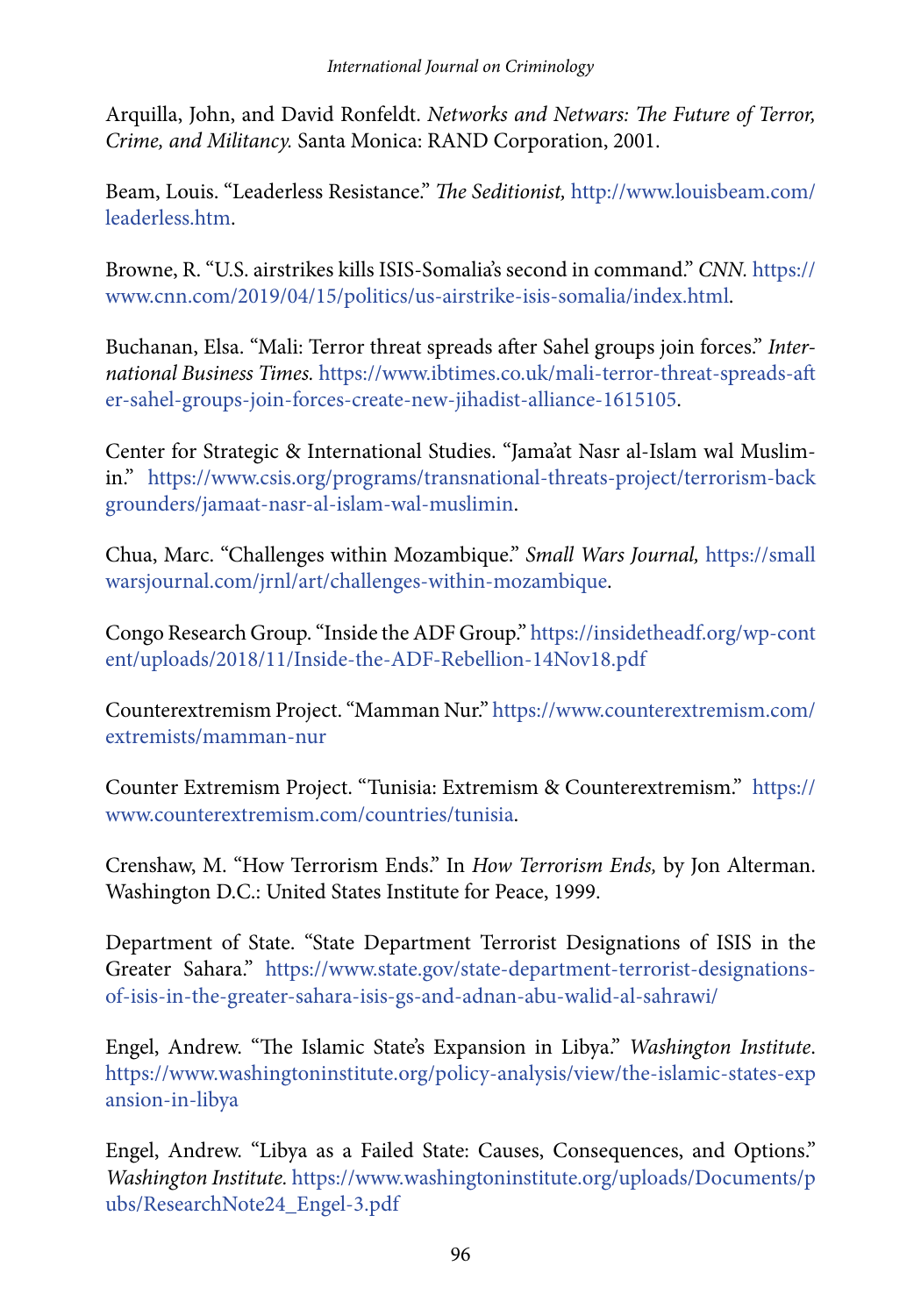Arquilla, John, and David Ronfeldt. *Networks and Netwars: The Future of Terror, Crime, and Militancy.* Santa Monica: RAND Corporation, 2001.

Beam, Louis. "Leaderless Resistance." *The Seditionist,* http://www.louisbeam.com/leaderless.htm.

Browne, R. "U.S. airstrikes kills ISIS-Somalia's second in command." *CNN.* https://www.cnn.com/2019/04/15/politics/us-airstrike-isis-somalia/index.html.

Buchanan, Elsa. "Mali: Terror threat spreads after Sahel groups join forces." *International Business Times.* https://www.ibtimes.co.uk/mali-terror-threat-spreads-after-sahel-groups-join-forces-create-new-jihadist-alliance-1615105.

Center for Strategic & International Studies. "Jama'at Nasr al-Islam wal Muslimin." https://www.csis.org/programs/transnational-threats-project/terrorism-backgrounders/jamaat-nasr-al-islam-wal-muslimin.

Chua, Marc. "Challenges within Mozambique." *Small Wars Journal,* https://smallwarsjournal.com/jrnl/art/challenges-within-mozambique.

Congo Research Group. "Inside the ADF Group." https://insidetheadf.org/wp-content/uploads/2018/11/Inside-the-ADF-Rebellion-14Nov18.pdf

Counterextremism Project. "Mamman Nur." https://www.counterextremism.com/extremists/mamman-nur

Counter Extremism Project. "Tunisia: Extremism & Counterextremism." https://www.counterextremism.com/countries/tunisia.

Crenshaw, M. "How Terrorism Ends." In *How Terrorism Ends,* by Jon Alterman. Washington D.C.: United States Institute for Peace, 1999.

Department of State. "State Department Terrorist Designations of ISIS in the Greater Sahara." https://www.state.gov/state-department-terrorist-designations-of-isis-in-the-greater-sahara-isis-gs-and-adnan-abu-walid-al-sahrawi/

Engel, Andrew. "The Islamic State's Expansion in Libya." *Washington Institute.* https://www.washingtoninstitute.org/policy-analysis/view/the-islamic-states-expansion-in-libya

Engel, Andrew. "Libya as a Failed State: Causes, Consequences, and Options." *Washington Institute.* https://www.washingtoninstitute.org/uploads/Documents/pubs/ResearchNote24_Engel-3.pdf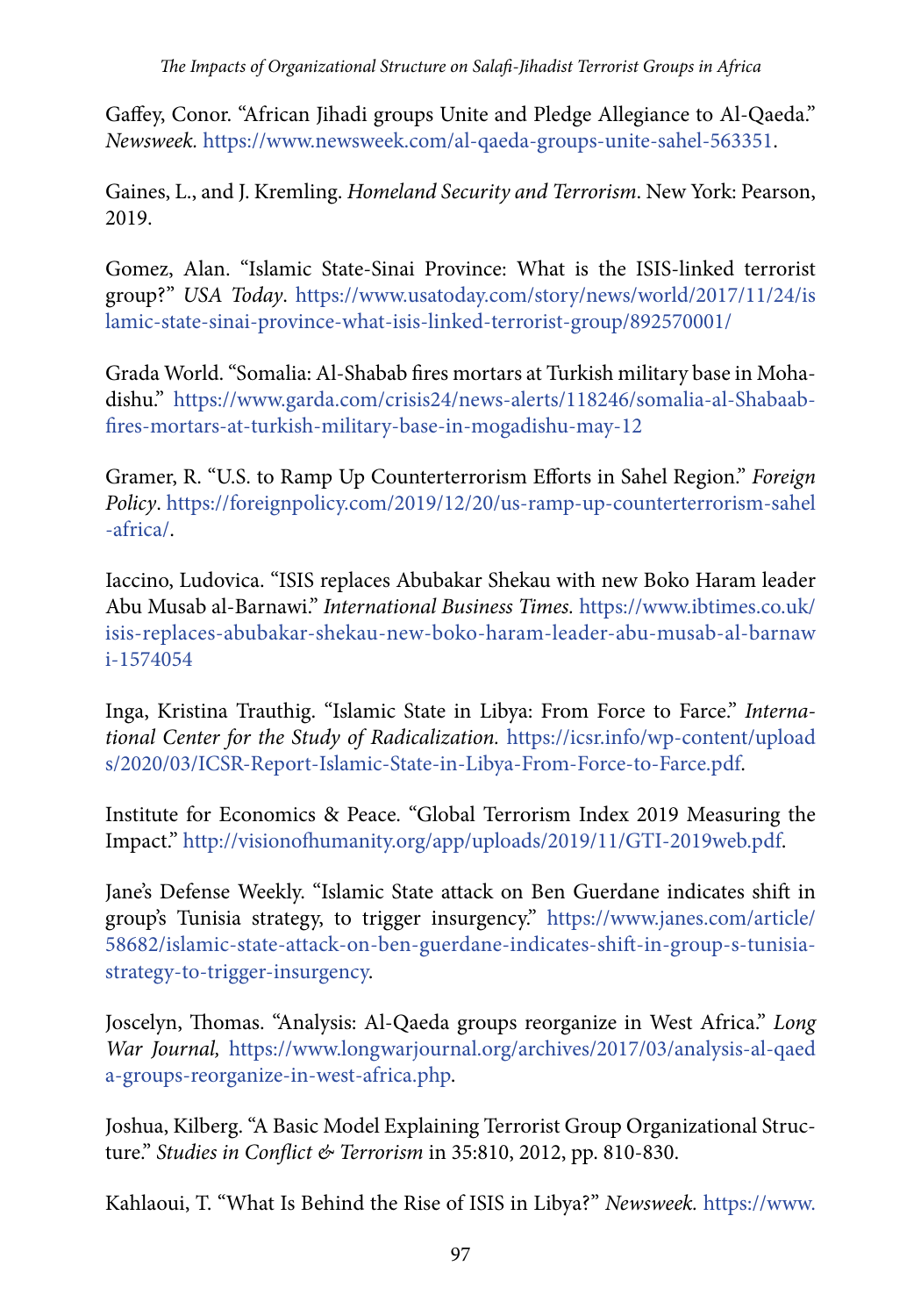Gaffey, Conor. "African Jihadi groups Unite and Pledge Allegiance to Al-Qaeda." *Newsweek.* https://www.newsweek.com/al-qaeda-groups-unite-sahel-563351.

Gaines, L., and J. Kremling. *Homeland Security and Terrorism*. New York: Pearson, 2019.

Gomez, Alan. "Islamic State-Sinai Province: What is the ISIS-linked terrorist group?" *USA Today*. https://www.usatoday.com/story/news/world/2017/11/24/islamic-state-sinai-province-what-isis-linked-terrorist-group/892570001/

Grada World. "Somalia: Al-Shabab fires mortars at Turkish military base in Mohadishu." https://www.garda.com/crisis24/news-alerts/118246/somalia-al-Shabaab-fires-mortars-at-turkish-military-base-in-mogadishu-may-12

Gramer, R. "U.S. to Ramp Up Counterterrorism Efforts in Sahel Region." *Foreign Policy*. https://foreignpolicy.com/2019/12/20/us-ramp-up-counterterrorism-sahel-africa/.

Iaccino, Ludovica. "ISIS replaces Abubakar Shekau with new Boko Haram leader Abu Musab al-Barnawi." *International Business Times.* https://www.ibtimes.co.uk/isis-replaces-abubakar-shekau-new-boko-haram-leader-abu-musab-al-barnawi-1574054

Inga, Kristina Trauthig. "Islamic State in Libya: From Force to Farce." *International Center for the Study of Radicalization.* https://icsr.info/wp-content/uploads/2020/03/ICSR-Report-Islamic-State-in-Libya-From-Force-to-Farce.pdf.

Institute for Economics & Peace. "Global Terrorism Index 2019 Measuring the Impact." http://visionofhumanity.org/app/uploads/2019/11/GTI-2019web.pdf.

Jane's Defense Weekly. "Islamic State attack on Ben Guerdane indicates shift in group's Tunisia strategy, to trigger insurgency." https://www.janes.com/article/58682/islamic-state-attack-on-ben-guerdane-indicates-shift-in-group-s-tunisia-strategy-to-trigger-insurgency.

Joscelyn, Thomas. "Analysis: Al-Qaeda groups reorganize in West Africa." *Long War Journal,* https://www.longwarjournal.org/archives/2017/03/analysis-al-qaeda-groups-reorganize-in-west-africa.php.

Joshua, Kilberg. "A Basic Model Explaining Terrorist Group Organizational Structure." *Studies in Conflict & Terrorism* in 35:810, 2012, pp. 810-830.

Kahlaoui, T. "What Is Behind the Rise of ISIS in Libya?" *Newsweek.* https://www.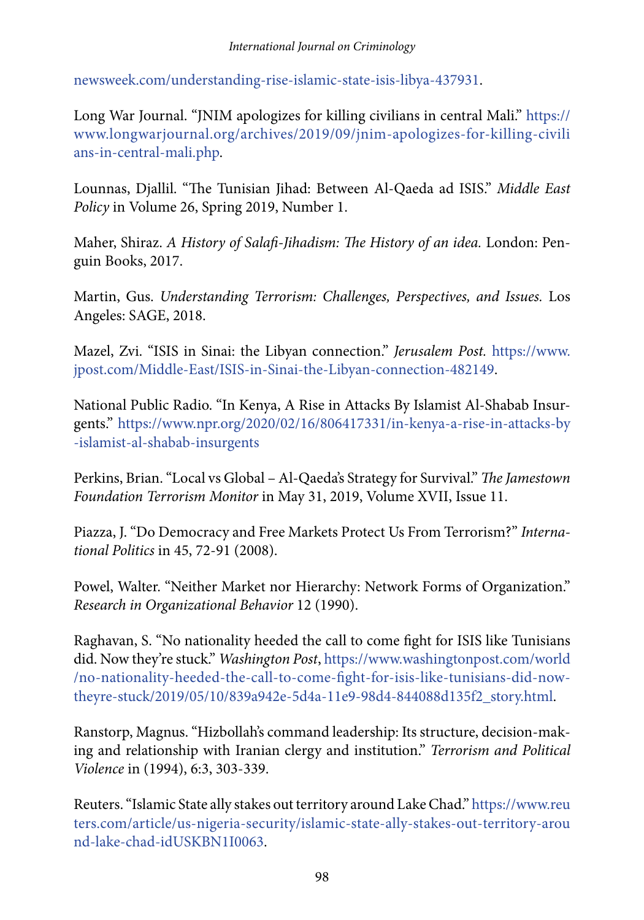newsweek.com/understanding-rise-islamic-state-isis-libya-437931.

Long War Journal. "JNIM apologizes for killing civilians in central Mali." https://www.longwarjournal.org/archives/2019/09/jnim-apologizes-for-killing-civilians-in-central-mali.php.

Lounnas, Djallil. "The Tunisian Jihad: Between Al-Qaeda ad ISIS." *Middle East Policy* in Volume 26, Spring 2019, Number 1.

Maher, Shiraz. *A History of Salafi-Jihadism: The History of an idea.* London: Penguin Books, 2017.

Martin, Gus. *Understanding Terrorism: Challenges, Perspectives, and Issues.* Los Angeles: SAGE, 2018.

Mazel, Zvi. "ISIS in Sinai: the Libyan connection." *Jerusalem Post.* https://www.jpost.com/Middle-East/ISIS-in-Sinai-the-Libyan-connection-482149.

National Public Radio. "In Kenya, A Rise in Attacks By Islamist Al-Shabab Insurgents." https://www.npr.org/2020/02/16/806417331/in-kenya-a-rise-in-attacks-by-islamist-al-shabab-insurgents

Perkins, Brian. "Local vs Global – Al-Qaeda's Strategy for Survival." *The Jamestown Foundation Terrorism Monitor* in May 31, 2019, Volume XVII, Issue 11.

Piazza, J. "Do Democracy and Free Markets Protect Us From Terrorism?" *International Politics* in 45, 72-91 (2008).

Powel, Walter. "Neither Market nor Hierarchy: Network Forms of Organization." *Research in Organizational Behavior* 12 (1990).

Raghavan, S. "No nationality heeded the call to come fight for ISIS like Tunisians did. Now they're stuck." *Washington Post*, https://www.washingtonpost.com/world/no-nationality-heeded-the-call-to-come-fight-for-isis-like-tunisians-did-now-theyre-stuck/2019/05/10/839a942e-5d4a-11e9-98d4-844088d135f2_story.html.

Ranstorp, Magnus. "Hizbollah's command leadership: Its structure, decision-making and relationship with Iranian clergy and institution." *Terrorism and Political Violence* in (1994), 6:3, 303-339.

Reuters. "Islamic State ally stakes out territory around Lake Chad." https://www.reuters.com/article/us-nigeria-security/islamic-state-ally-stakes-out-territory-around-lake-chad-idUSKBN1I0063.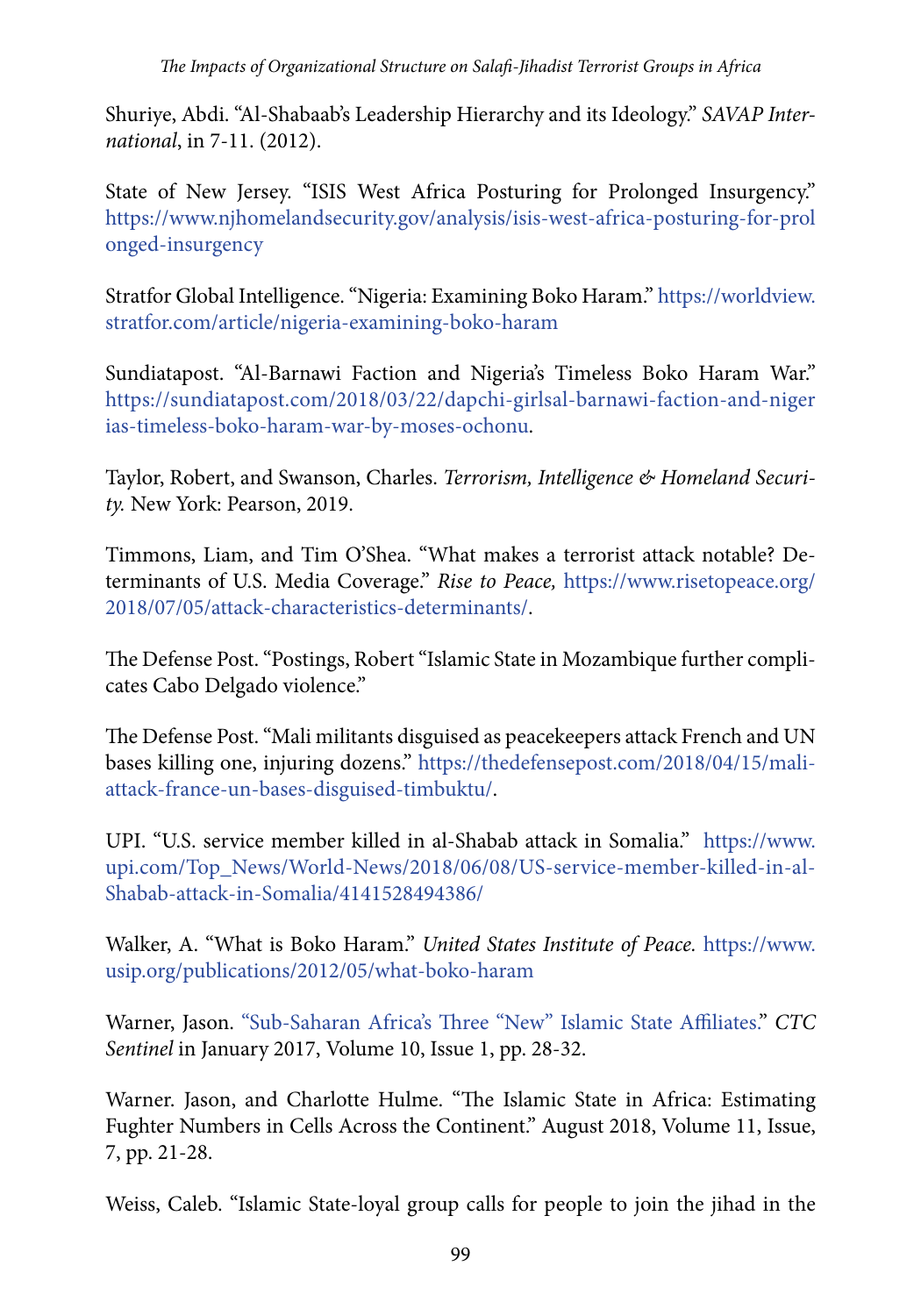Shuriye, Abdi. "Al-Shabaab's Leadership Hierarchy and its Ideology." *SAVAP International*, in 7-11. (2012).

State of New Jersey. "ISIS West Africa Posturing for Prolonged Insurgency." https://www.njhomelandsecurity.gov/analysis/isis-west-africa-posturing-for-prolonged-insurgency

Stratfor Global Intelligence. "Nigeria: Examining Boko Haram." https://worldview.stratfor.com/article/nigeria-examining-boko-haram

Sundiatapost. "Al-Barnawi Faction and Nigeria's Timeless Boko Haram War." https://sundiatapost.com/2018/03/22/dapchi-girlsal-barnawi-faction-and-nigerias-timeless-boko-haram-war-by-moses-ochonu.

Taylor, Robert, and Swanson, Charles. *Terrorism, Intelligence & Homeland Security.* New York: Pearson, 2019.

Timmons, Liam, and Tim O'Shea. "What makes a terrorist attack notable? Determinants of U.S. Media Coverage." *Rise to Peace,* https://www.risetopeace.org/2018/07/05/attack-characteristics-determinants/.

The Defense Post. "Postings, Robert "Islamic State in Mozambique further complicates Cabo Delgado violence."

The Defense Post. "Mali militants disguised as peacekeepers attack French and UN bases killing one, injuring dozens." https://thedefensepost.com/2018/04/15/mali-attack-france-un-bases-disguised-timbuktu/.

UPI. "U.S. service member killed in al-Shabab attack in Somalia." https://www.upi.com/Top_News/World-News/2018/06/08/US-service-member-killed-in-al-Shabab-attack-in-Somalia/4141528494386/

Walker, A. "What is Boko Haram." *United States Institute of Peace.* https://www.usip.org/publications/2012/05/what-boko-haram

Warner, Jason. "Sub-Saharan Africa's Three "New" Islamic State Affiliates." *CTC Sentinel* in January 2017, Volume 10, Issue 1, pp. 28-32.

Warner. Jason, and Charlotte Hulme. "The Islamic State in Africa: Estimating Fughter Numbers in Cells Across the Continent." August 2018, Volume 11, Issue, 7, pp. 21-28.

Weiss, Caleb. "Islamic State-loyal group calls for people to join the jihad in the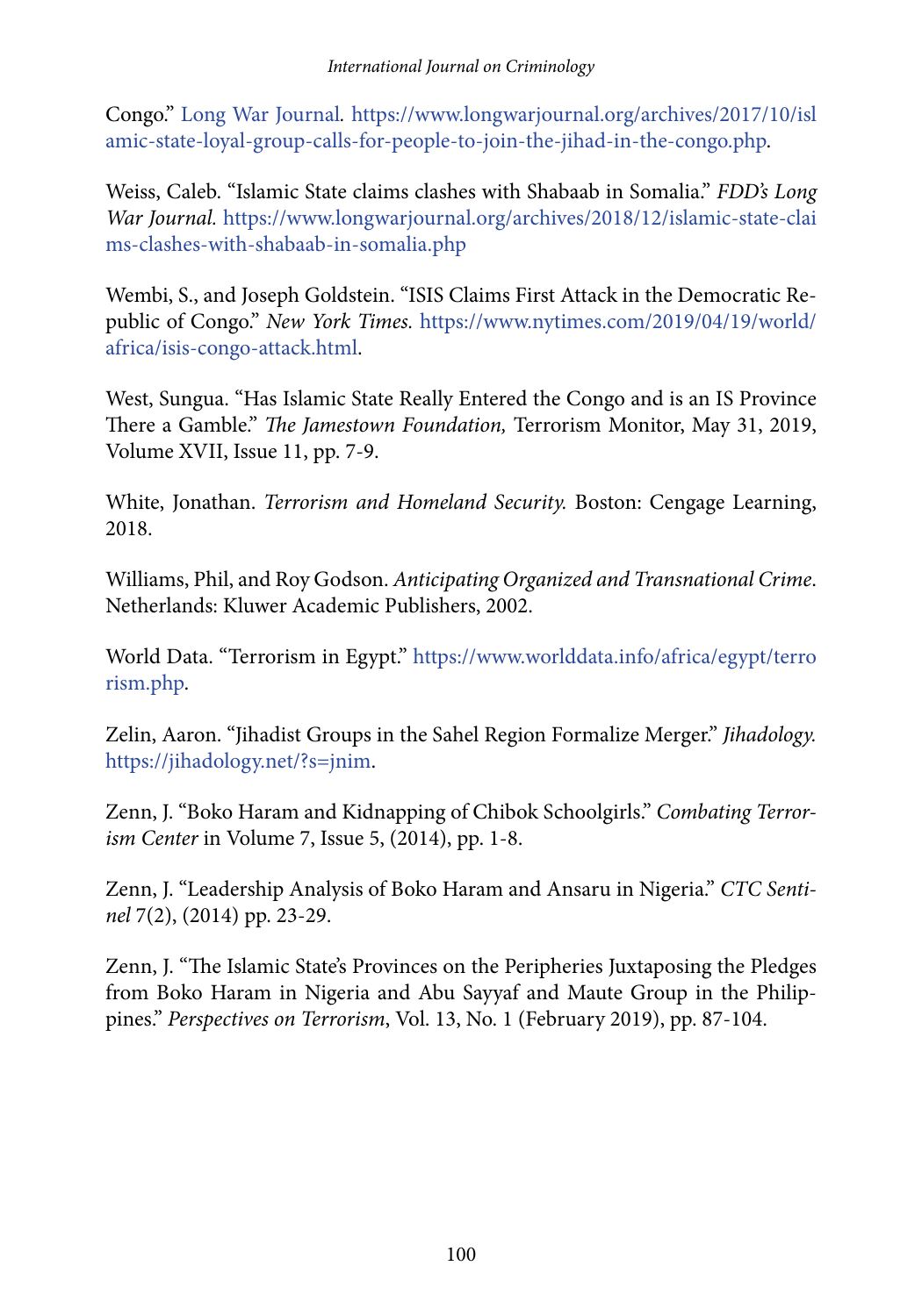Congo." Long War Journal. https://www.longwarjournal.org/archives/2017/10/islamic-state-loyal-group-calls-for-people-to-join-the-jihad-in-the-congo.php.

Weiss, Caleb. "Islamic State claims clashes with Shabaab in Somalia." *FDD's Long War Journal.* https://www.longwarjournal.org/archives/2018/12/islamic-state-claims-clashes-with-shabaab-in-somalia.php

Wembi, S., and Joseph Goldstein. "ISIS Claims First Attack in the Democratic Republic of Congo." *New York Times.* https://www.nytimes.com/2019/04/19/world/africa/isis-congo-attack.html.

West, Sungua. "Has Islamic State Really Entered the Congo and is an IS Province There a Gamble." *The Jamestown Foundation,* Terrorism Monitor, May 31, 2019, Volume XVII, Issue 11, pp. 7-9.

White, Jonathan. *Terrorism and Homeland Security.* Boston: Cengage Learning, 2018.

Williams, Phil, and Roy Godson. *Anticipating Organized and Transnational Crime*. Netherlands: Kluwer Academic Publishers, 2002.

World Data. "Terrorism in Egypt." https://www.worlddata.info/africa/egypt/terrorism.php.

Zelin, Aaron. "Jihadist Groups in the Sahel Region Formalize Merger." *Jihadology.* https://jihadology.net/?s=jnim.

Zenn, J. "Boko Haram and Kidnapping of Chibok Schoolgirls." *Combating Terrorism Center* in Volume 7, Issue 5, (2014), pp. 1-8.

Zenn, J. "Leadership Analysis of Boko Haram and Ansaru in Nigeria." *CTC Sentinel* 7(2), (2014) pp. 23-29.

Zenn, J. "The Islamic State's Provinces on the Peripheries Juxtaposing the Pledges from Boko Haram in Nigeria and Abu Sayyaf and Maute Group in the Philippines." *Perspectives on Terrorism*, Vol. 13, No. 1 (February 2019), pp. 87-104.